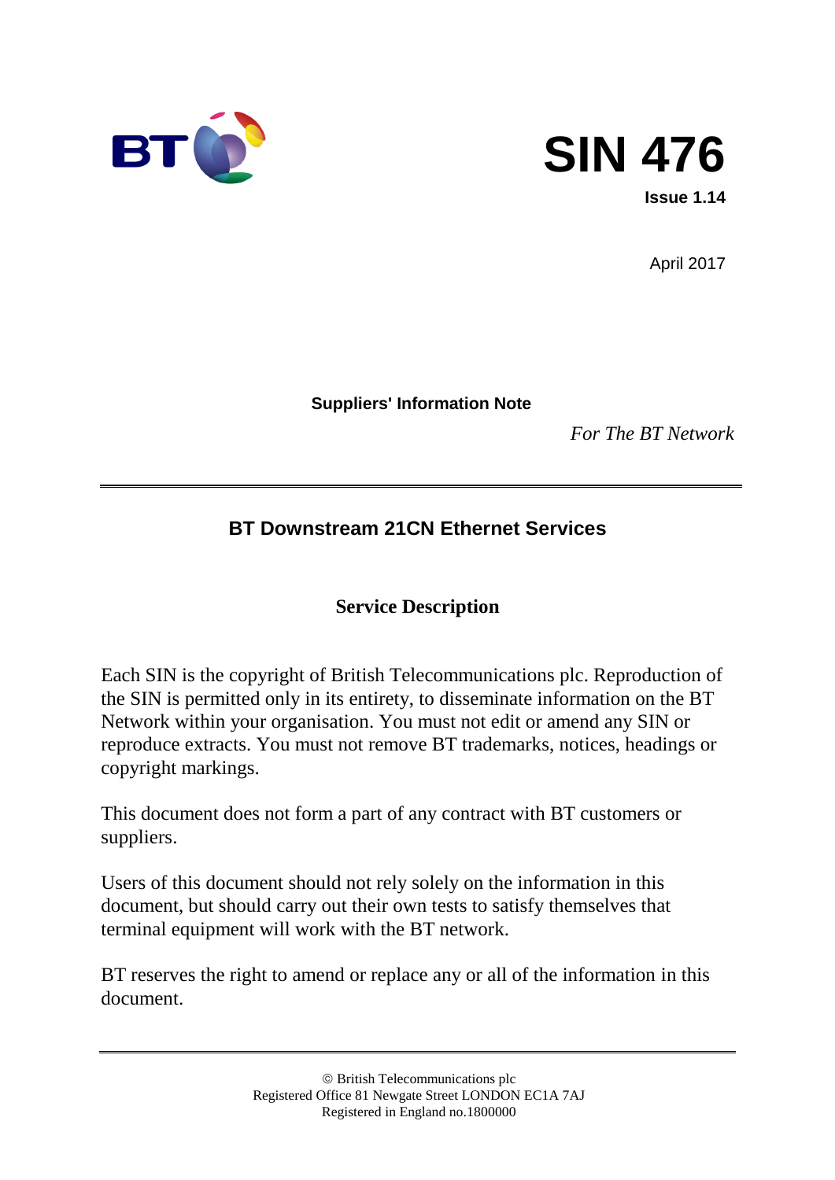# SIN 476

**Issue 1.14**

April 2017

**Suppliers' Information Note**

*For The BT Network*

---

## BT Downstream 21CN Ethernet Services

### Service Description

Each SIN is the copyright of British Telecommunications plc. Reproduction of the SIN is permitted only in its entirety, to disseminate information on the BT Network within your organisation. You must not edit or amend any SIN or reproduce extracts. You must not remove BT trademarks, notices, headings or copyright markings.

This document does not form a part of any contract with BT customers or suppliers.

Users of this document should not rely solely on the information in this document, but should carry out their own tests to satisfy themselves that terminal equipment will work with the BT network.

BT reserves the right to amend or replace any or all of the information in this document.

---

© British Telecommunications plc
Registered Office 81 Newgate Street LONDON EC1A 7AJ
Registered in England no.1800000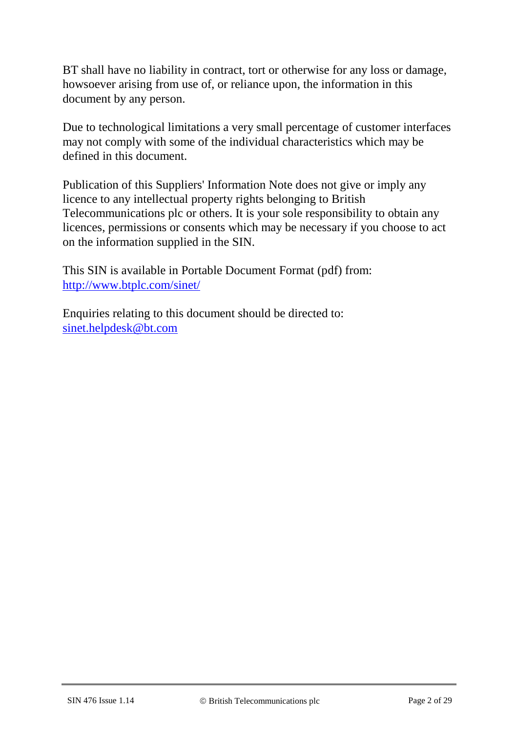BT shall have no liability in contract, tort or otherwise for any loss or damage, howsoever arising from use of, or reliance upon, the information in this document by any person.

Due to technological limitations a very small percentage of customer interfaces may not comply with some of the individual characteristics which may be defined in this document.

Publication of this Suppliers' Information Note does not give or imply any licence to any intellectual property rights belonging to British Telecommunications plc or others. It is your sole responsibility to obtain any licences, permissions or consents which may be necessary if you choose to act on the information supplied in the SIN.

This SIN is available in Portable Document Format (pdf) from:
[http://www.btplc.com/sinet/](http://www.btplc.com/sinet/)

Enquiries relating to this document should be directed to:
[sinet.helpdesk@bt.com](mailto:sinet.helpdesk@bt.com)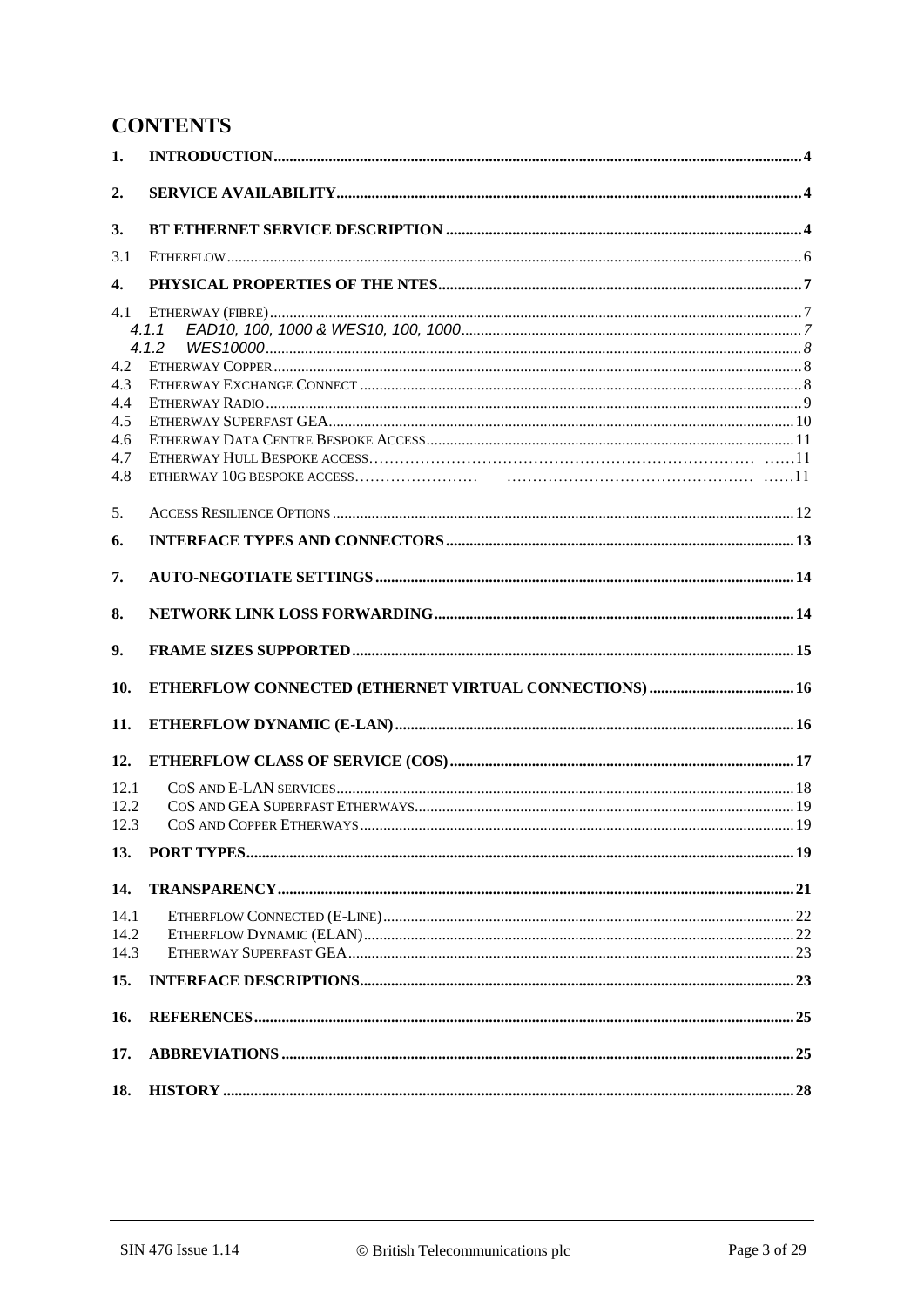# CONTENTS

1. **INTRODUCTION** ..... 4
2. **SERVICE AVAILABILITY** ..... 4
3. **BT ETHERNET SERVICE DESCRIPTION** ..... 4
   - 3.1 ETHERFLOW ..... 6
4. **PHYSICAL PROPERTIES OF THE NTES** ..... 7
   - 4.1 ETHERWAY (FIBRE) ..... 7
     - *4.1.1 EAD10, 100, 1000 & WES10, 100, 1000* ..... 7
     - *4.1.2 WES10000* ..... 8
   - 4.2 ETHERWAY COPPER ..... 8
   - 4.3 ETHERWAY EXCHANGE CONNECT ..... 8
   - 4.4 ETHERWAY RADIO ..... 9
   - 4.5 ETHERWAY SUPERFAST GEA ..... 10
   - 4.6 ETHERWAY DATA CENTRE BESPOKE ACCESS ..... 11
   - 4.7 ETHERWAY HULL BESPOKE ACCESS ..... 11
   - 4.8 ETHERWAY 10G BESPOKE ACCESS ..... 11
5. ACCESS RESILIENCE OPTIONS ..... 12
6. **INTERFACE TYPES AND CONNECTORS** ..... 13
7. **AUTO-NEGOTIATE SETTINGS** ..... 14
8. **NETWORK LINK LOSS FORWARDING** ..... 14
9. **FRAME SIZES SUPPORTED** ..... 15
10. **ETHERFLOW CONNECTED (ETHERNET VIRTUAL CONNECTIONS)** ..... 16
11. **ETHERFLOW DYNAMIC (E-LAN)** ..... 16
12. **ETHERFLOW CLASS OF SERVICE (COS)** ..... 17
    - 12.1 COS AND E-LAN SERVICES ..... 18
    - 12.2 COS AND GEA SUPERFAST ETHERWAYS ..... 19
    - 12.3 COS AND COPPER ETHERWAYS ..... 19
13. **PORT TYPES** ..... 19
14. **TRANSPARENCY** ..... 21
    - 14.1 ETHERFLOW CONNECTED (E-LINE) ..... 22
    - 14.2 ETHERFLOW DYNAMIC (ELAN) ..... 22
    - 14.3 ETHERWAY SUPERFAST GEA ..... 23
15. **INTERFACE DESCRIPTIONS** ..... 23
16. **REFERENCES** ..... 25
17. **ABBREVIATIONS** ..... 25
18. **HISTORY** ..... 28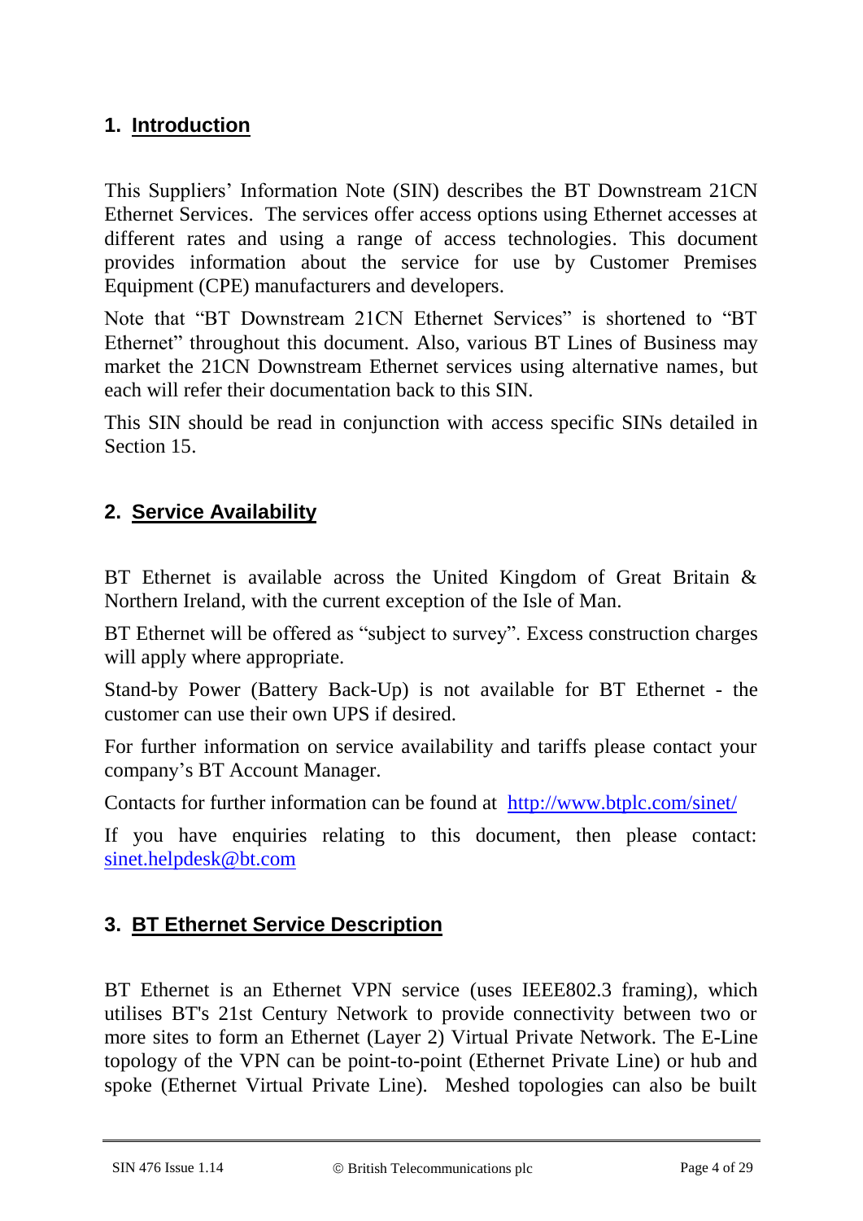## 1. Introduction

This Suppliers' Information Note (SIN) describes the BT Downstream 21CN Ethernet Services. The services offer access options using Ethernet accesses at different rates and using a range of access technologies. This document provides information about the service for use by Customer Premises Equipment (CPE) manufacturers and developers.

Note that "BT Downstream 21CN Ethernet Services" is shortened to "BT Ethernet" throughout this document. Also, various BT Lines of Business may market the 21CN Downstream Ethernet services using alternative names, but each will refer their documentation back to this SIN.

This SIN should be read in conjunction with access specific SINs detailed in Section 15.

## 2. Service Availability

BT Ethernet is available across the United Kingdom of Great Britain & Northern Ireland, with the current exception of the Isle of Man.

BT Ethernet will be offered as "subject to survey". Excess construction charges will apply where appropriate.

Stand-by Power (Battery Back-Up) is not available for BT Ethernet - the customer can use their own UPS if desired.

For further information on service availability and tariffs please contact your company's BT Account Manager.

Contacts for further information can be found at [http://www.btplc.com/sinet/](http://www.btplc.com/sinet/)

If you have enquiries relating to this document, then please contact: [sinet.helpdesk@bt.com](mailto:sinet.helpdesk@bt.com)

## 3. BT Ethernet Service Description

BT Ethernet is an Ethernet VPN service (uses IEEE802.3 framing), which utilises BT's 21st Century Network to provide connectivity between two or more sites to form an Ethernet (Layer 2) Virtual Private Network. The E-Line topology of the VPN can be point-to-point (Ethernet Private Line) or hub and spoke (Ethernet Virtual Private Line). Meshed topologies can also be built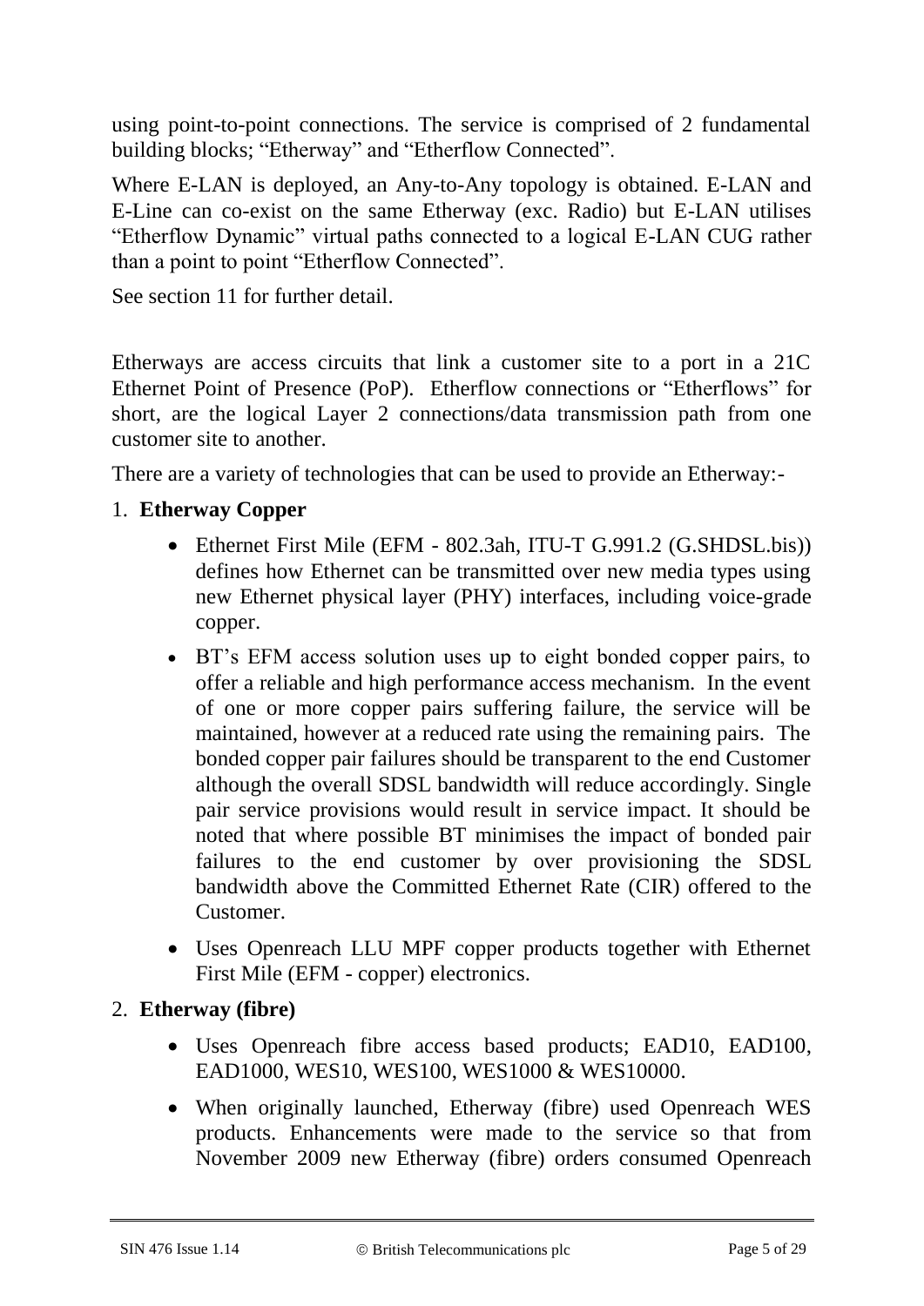using point-to-point connections. The service is comprised of 2 fundamental building blocks; “Etherway” and “Etherflow Connected”.

Where E-LAN is deployed, an Any-to-Any topology is obtained. E-LAN and E-Line can co-exist on the same Etherway (exc. Radio) but E-LAN utilises “Etherflow Dynamic” virtual paths connected to a logical E-LAN CUG rather than a point to point “Etherflow Connected”.

See section 11 for further detail.

Etherways are access circuits that link a customer site to a port in a 21C Ethernet Point of Presence (PoP). Etherflow connections or “Etherflows” for short, are the logical Layer 2 connections/data transmission path from one customer site to another.

There are a variety of technologies that can be used to provide an Etherway:-

1. **Etherway Copper**
   - Ethernet First Mile (EFM - 802.3ah, ITU-T G.991.2 (G.SHDSL.bis)) defines how Ethernet can be transmitted over new media types using new Ethernet physical layer (PHY) interfaces, including voice-grade copper.
   - BT’s EFM access solution uses up to eight bonded copper pairs, to offer a reliable and high performance access mechanism. In the event of one or more copper pairs suffering failure, the service will be maintained, however at a reduced rate using the remaining pairs. The bonded copper pair failures should be transparent to the end Customer although the overall SDSL bandwidth will reduce accordingly. Single pair service provisions would result in service impact. It should be noted that where possible BT minimises the impact of bonded pair failures to the end customer by over provisioning the SDSL bandwidth above the Committed Ethernet Rate (CIR) offered to the Customer.
   - Uses Openreach LLU MPF copper products together with Ethernet First Mile (EFM - copper) electronics.
2. **Etherway (fibre)**
   - Uses Openreach fibre access based products; EAD10, EAD100, EAD1000, WES10, WES100, WES1000 & WES10000.
   - When originally launched, Etherway (fibre) used Openreach WES products. Enhancements were made to the service so that from November 2009 new Etherway (fibre) orders consumed Openreach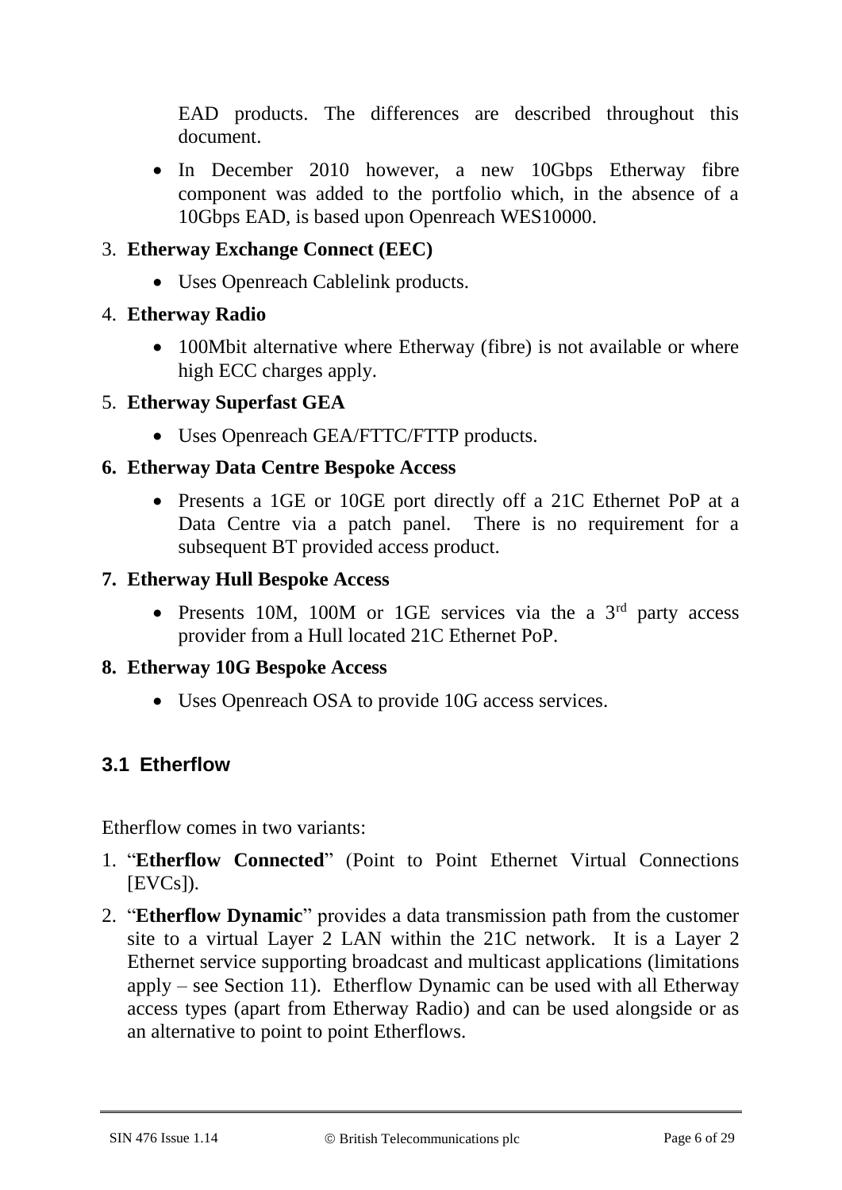EAD products. The differences are described throughout this document.

- In December 2010 however, a new 10Gbps Etherway fibre component was added to the portfolio which, in the absence of a 10Gbps EAD, is based upon Openreach WES10000.

3. **Etherway Exchange Connect (EEC)**
    - Uses Openreach Cablelink products.
4. **Etherway Radio**
    - 100Mbit alternative where Etherway (fibre) is not available or where high ECC charges apply.
5. **Etherway Superfast GEA**
    - Uses Openreach GEA/FTTC/FTTP products.
6. **Etherway Data Centre Bespoke Access**
    - Presents a 1GE or 10GE port directly off a 21C Ethernet PoP at a Data Centre via a patch panel. There is no requirement for a subsequent BT provided access product.
7. **Etherway Hull Bespoke Access**
    - Presents 10M, 100M or 1GE services via the a 3rd party access provider from a Hull located 21C Ethernet PoP.
8. **Etherway 10G Bespoke Access**
    - Uses Openreach OSA to provide 10G access services.

## 3.1 Etherflow

Etherflow comes in two variants:

1. "**Etherflow Connected**" (Point to Point Ethernet Virtual Connections [EVCs]).
2. "**Etherflow Dynamic**" provides a data transmission path from the customer site to a virtual Layer 2 LAN within the 21C network. It is a Layer 2 Ethernet service supporting broadcast and multicast applications (limitations apply – see Section 11). Etherflow Dynamic can be used with all Etherway access types (apart from Etherway Radio) and can be used alongside or as an alternative to point to point Etherflows.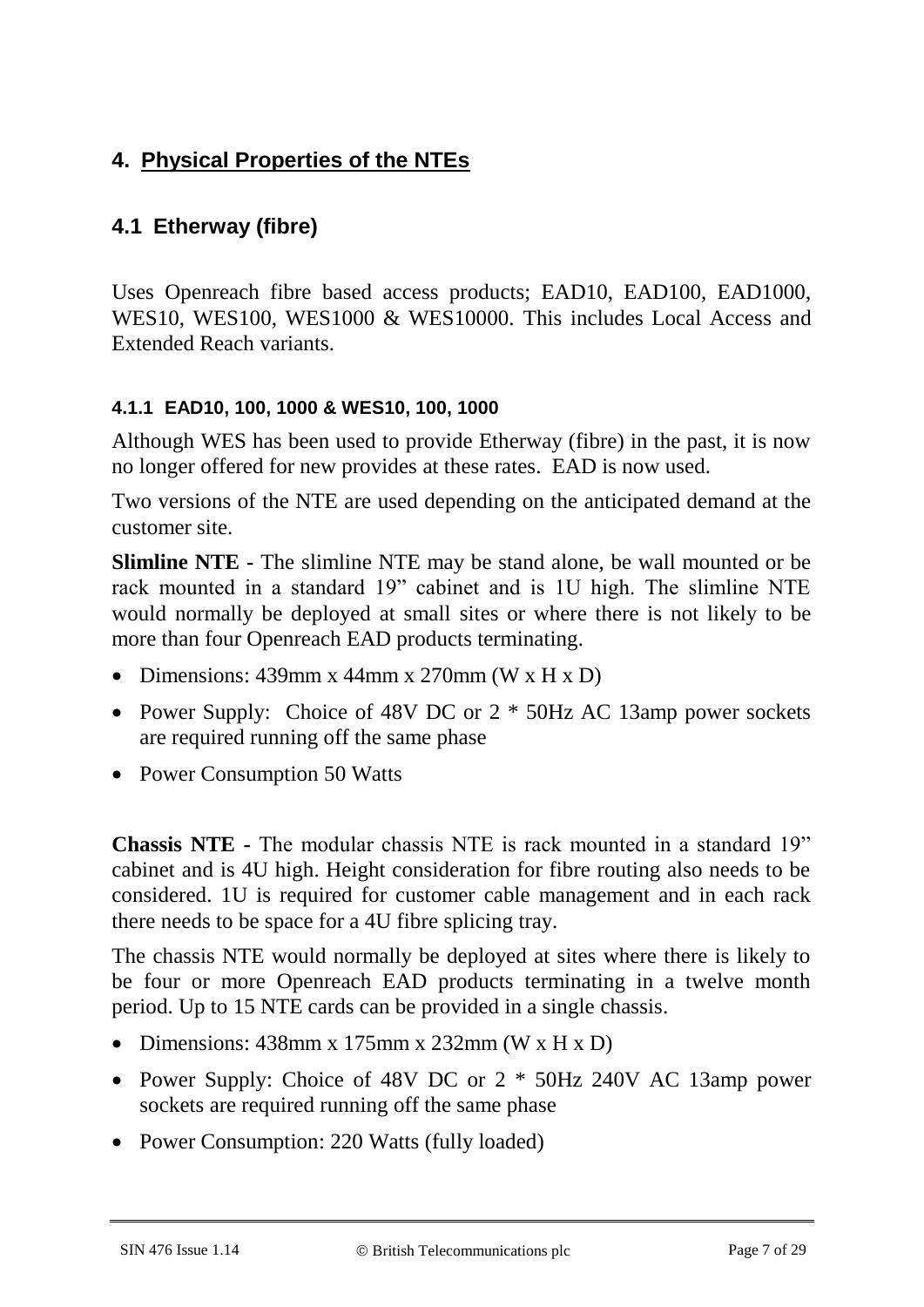# 4. Physical Properties of the NTEs

## 4.1 Etherway (fibre)

Uses Openreach fibre based access products; EAD10, EAD100, EAD1000, WES10, WES100, WES1000 & WES10000. This includes Local Access and Extended Reach variants.

### 4.1.1 EAD10, 100, 1000 & WES10, 100, 1000

Although WES has been used to provide Etherway (fibre) in the past, it is now no longer offered for new provides at these rates. EAD is now used.

Two versions of the NTE are used depending on the anticipated demand at the customer site.

**Slimline NTE -** The slimline NTE may be stand alone, be wall mounted or be rack mounted in a standard 19" cabinet and is 1U high. The slimline NTE would normally be deployed at small sites or where there is not likely to be more than four Openreach EAD products terminating.

- Dimensions: 439mm x 44mm x 270mm (W x H x D)
- Power Supply: Choice of 48V DC or 2 * 50Hz AC 13amp power sockets are required running off the same phase
- Power Consumption 50 Watts

**Chassis NTE -** The modular chassis NTE is rack mounted in a standard 19" cabinet and is 4U high. Height consideration for fibre routing also needs to be considered. 1U is required for customer cable management and in each rack there needs to be space for a 4U fibre splicing tray.

The chassis NTE would normally be deployed at sites where there is likely to be four or more Openreach EAD products terminating in a twelve month period. Up to 15 NTE cards can be provided in a single chassis.

- Dimensions: 438mm x 175mm x 232mm (W x H x D)
- Power Supply: Choice of 48V DC or 2 * 50Hz 240V AC 13amp power sockets are required running off the same phase
- Power Consumption: 220 Watts (fully loaded)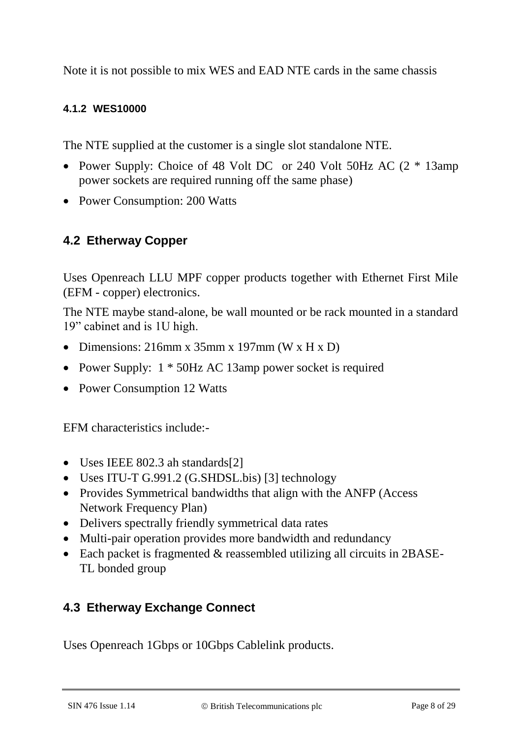Note it is not possible to mix WES and EAD NTE cards in the same chassis

#### 4.1.2 WES10000

The NTE supplied at the customer is a single slot standalone NTE.

- Power Supply: Choice of 48 Volt DC or 240 Volt 50Hz AC (2 * 13amp power sockets are required running off the same phase)
- Power Consumption: 200 Watts

### 4.2 Etherway Copper

Uses Openreach LLU MPF copper products together with Ethernet First Mile (EFM - copper) electronics.

The NTE maybe stand-alone, be wall mounted or be rack mounted in a standard 19" cabinet and is 1U high.

- Dimensions: 216mm x 35mm x 197mm (W x H x D)
- Power Supply: 1 * 50Hz AC 13amp power socket is required
- Power Consumption 12 Watts

EFM characteristics include:-

- Uses IEEE 802.3 ah standards[2]
- Uses ITU-T G.991.2 (G.SHDSL.bis) [3] technology
- Provides Symmetrical bandwidths that align with the ANFP (Access Network Frequency Plan)
- Delivers spectrally friendly symmetrical data rates
- Multi-pair operation provides more bandwidth and redundancy
- Each packet is fragmented & reassembled utilizing all circuits in 2BASE-TL bonded group

### 4.3 Etherway Exchange Connect

Uses Openreach 1Gbps or 10Gbps Cablelink products.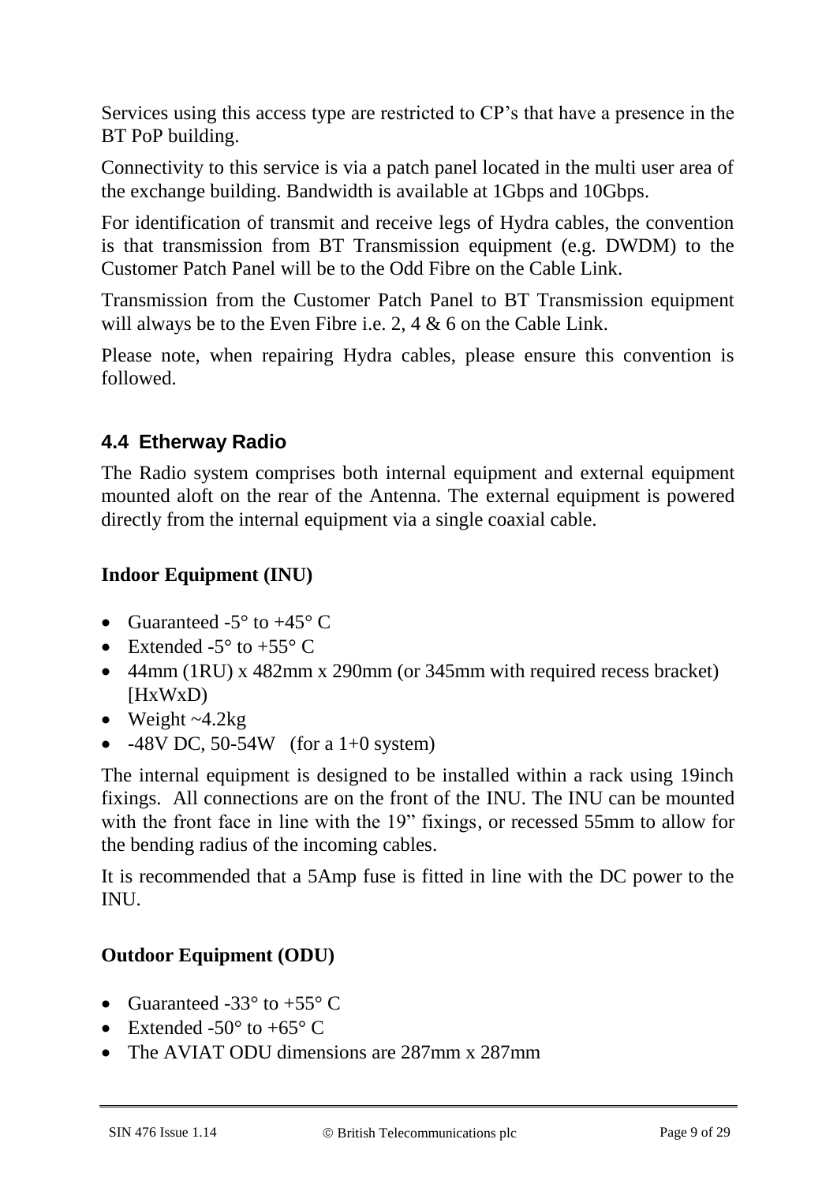Services using this access type are restricted to CP's that have a presence in the BT PoP building.

Connectivity to this service is via a patch panel located in the multi user area of the exchange building. Bandwidth is available at 1Gbps and 10Gbps.

For identification of transmit and receive legs of Hydra cables, the convention is that transmission from BT Transmission equipment (e.g. DWDM) to the Customer Patch Panel will be to the Odd Fibre on the Cable Link.

Transmission from the Customer Patch Panel to BT Transmission equipment will always be to the Even Fibre i.e. 2, 4 & 6 on the Cable Link.

Please note, when repairing Hydra cables, please ensure this convention is followed.

## 4.4 Etherway Radio

The Radio system comprises both internal equipment and external equipment mounted aloft on the rear of the Antenna. The external equipment is powered directly from the internal equipment via a single coaxial cable.

**Indoor Equipment (INU)**

- Guaranteed -5° to +45° C
- Extended -5° to +55° C
- 44mm (1RU) x 482mm x 290mm (or 345mm with required recess bracket) [HxWxD)
- Weight ~4.2kg
- -48V DC, 50-54W (for a 1+0 system)

The internal equipment is designed to be installed within a rack using 19inch fixings. All connections are on the front of the INU. The INU can be mounted with the front face in line with the 19" fixings, or recessed 55mm to allow for the bending radius of the incoming cables.

It is recommended that a 5Amp fuse is fitted in line with the DC power to the INU.

**Outdoor Equipment (ODU)**

- Guaranteed -33° to +55° C
- Extended -50° to +65° C
- The AVIAT ODU dimensions are 287mm x 287mm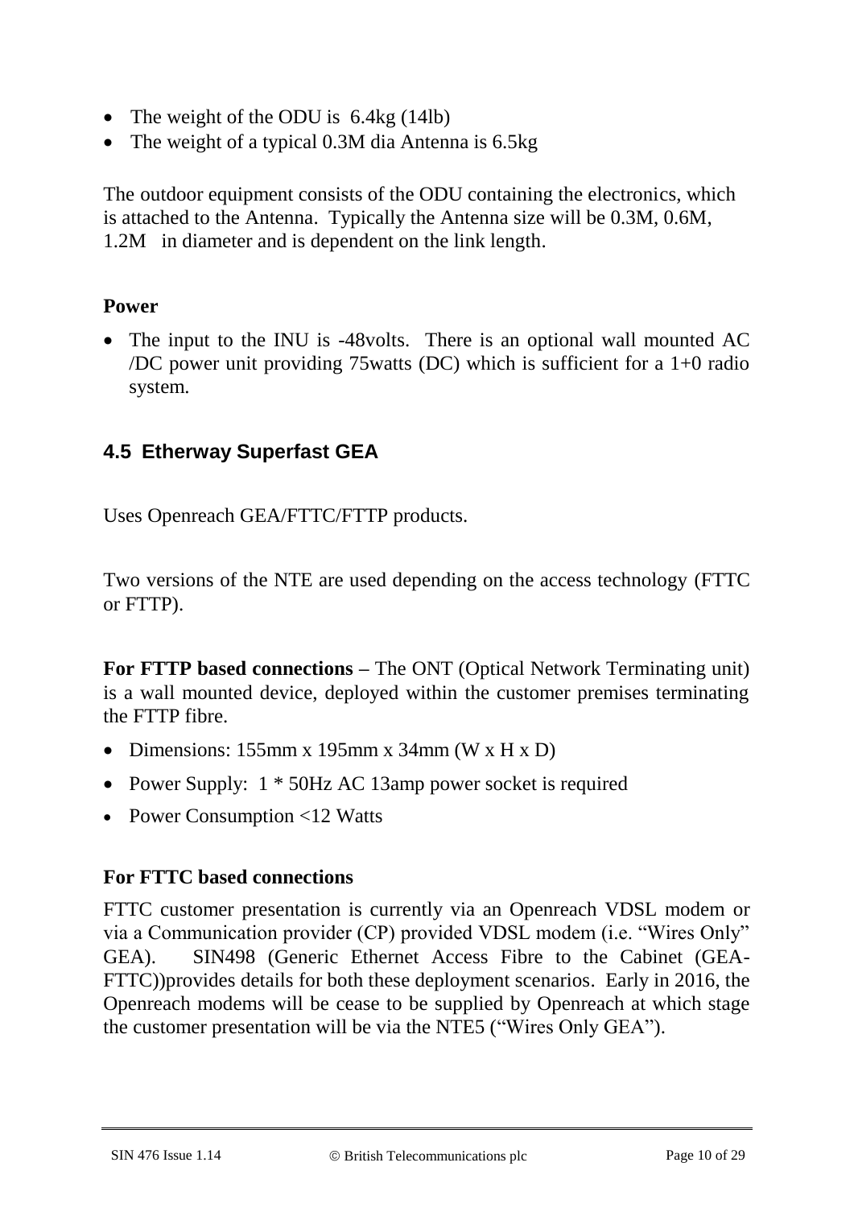- The weight of the ODU is 6.4kg (14lb)
- The weight of a typical 0.3M dia Antenna is 6.5kg

The outdoor equipment consists of the ODU containing the electronics, which is attached to the Antenna. Typically the Antenna size will be 0.3M, 0.6M, 1.2M in diameter and is dependent on the link length.

**Power**

- The input to the INU is -48volts. There is an optional wall mounted AC /DC power unit providing 75watts (DC) which is sufficient for a 1+0 radio system.

## 4.5 Etherway Superfast GEA

Uses Openreach GEA/FTTC/FTTP products.

Two versions of the NTE are used depending on the access technology (FTTC or FTTP).

**For FTTP based connections –** The ONT (Optical Network Terminating unit) is a wall mounted device, deployed within the customer premises terminating the FTTP fibre.

- Dimensions: 155mm x 195mm x 34mm (W x H x D)
- Power Supply: 1 * 50Hz AC 13amp power socket is required
- Power Consumption <12 Watts

**For FTTC based connections**

FTTC customer presentation is currently via an Openreach VDSL modem or via a Communication provider (CP) provided VDSL modem (i.e. "Wires Only" GEA). SIN498 (Generic Ethernet Access Fibre to the Cabinet (GEA-FTTC))provides details for both these deployment scenarios. Early in 2016, the Openreach modems will be cease to be supplied by Openreach at which stage the customer presentation will be via the NTE5 ("Wires Only GEA").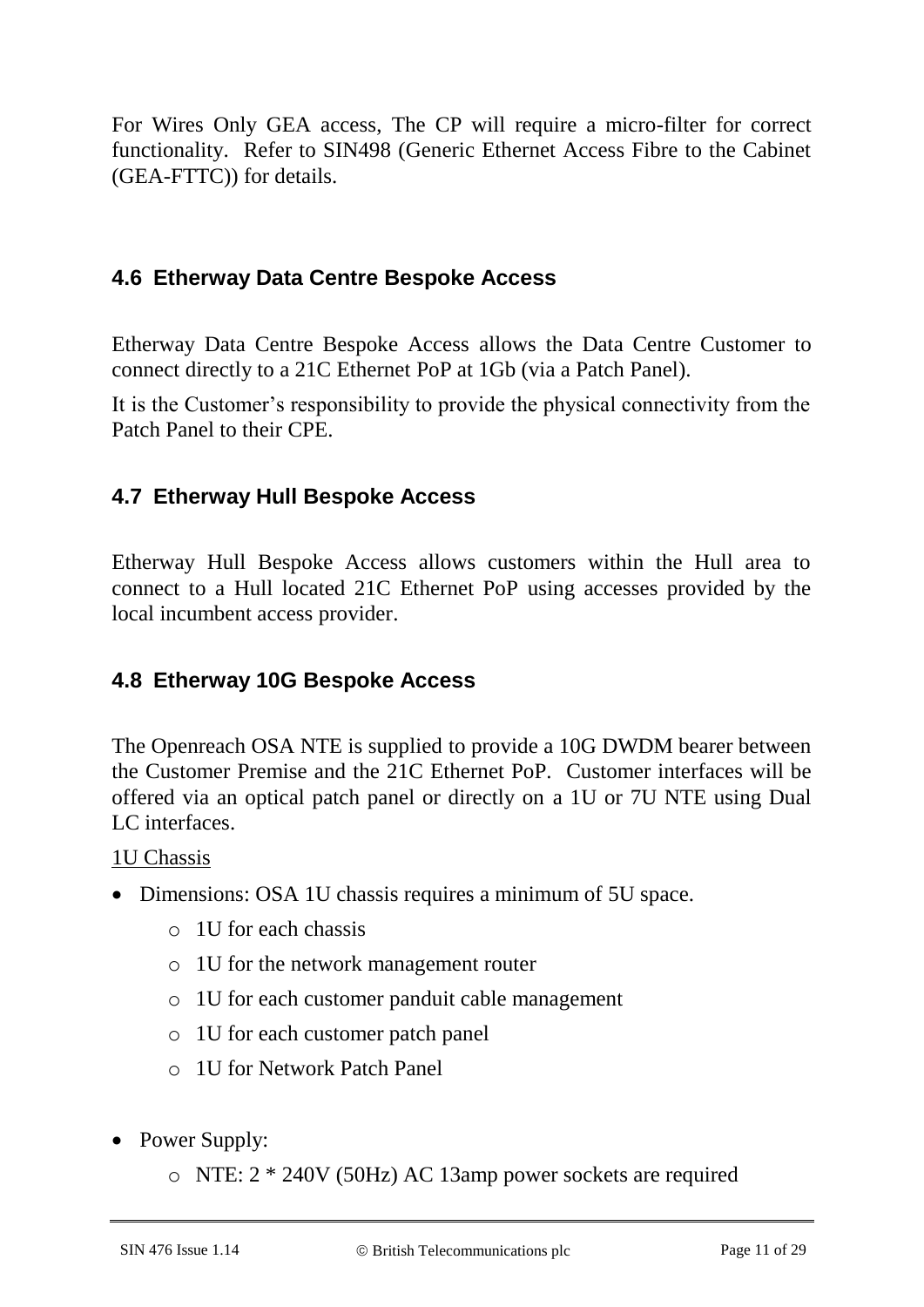For Wires Only GEA access, The CP will require a micro-filter for correct functionality. Refer to SIN498 (Generic Ethernet Access Fibre to the Cabinet (GEA-FTTC)) for details.

## 4.6 Etherway Data Centre Bespoke Access

Etherway Data Centre Bespoke Access allows the Data Centre Customer to connect directly to a 21C Ethernet PoP at 1Gb (via a Patch Panel).

It is the Customer's responsibility to provide the physical connectivity from the Patch Panel to their CPE.

## 4.7 Etherway Hull Bespoke Access

Etherway Hull Bespoke Access allows customers within the Hull area to connect to a Hull located 21C Ethernet PoP using accesses provided by the local incumbent access provider.

## 4.8 Etherway 10G Bespoke Access

The Openreach OSA NTE is supplied to provide a 10G DWDM bearer between the Customer Premise and the 21C Ethernet PoP. Customer interfaces will be offered via an optical patch panel or directly on a 1U or 7U NTE using Dual LC interfaces.

<u>1U Chassis</u>

- Dimensions: OSA 1U chassis requires a minimum of 5U space.
  - 1U for each chassis
  - 1U for the network management router
  - 1U for each customer panduit cable management
  - 1U for each customer patch panel
  - 1U for Network Patch Panel

- Power Supply:
  - NTE: 2 * 240V (50Hz) AC 13amp power sockets are required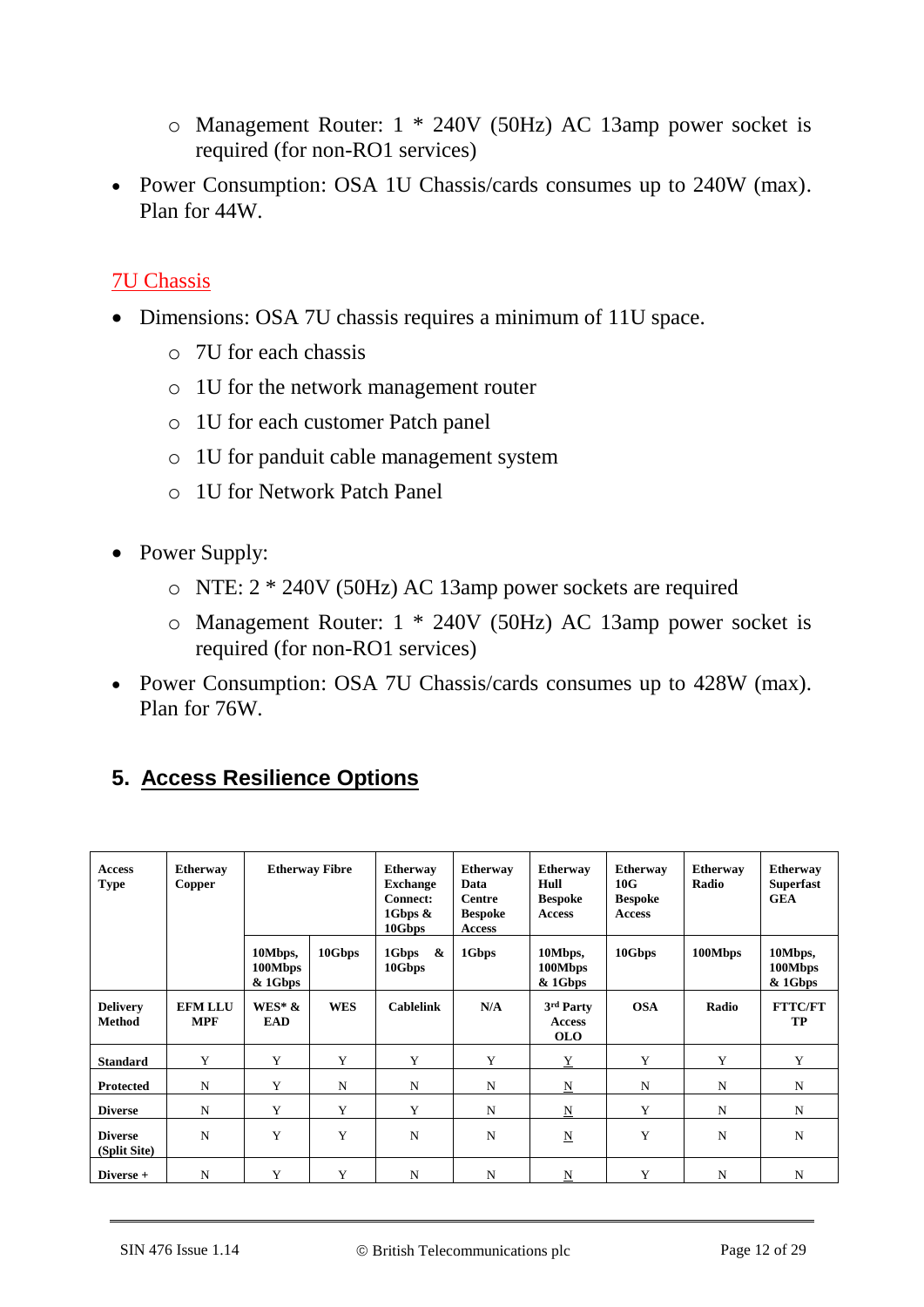- Management Router: 1 * 240V (50Hz) AC 13amp power socket is required (for non-RO1 services)
- Power Consumption: OSA 1U Chassis/cards consumes up to 240W (max). Plan for 44W.

### 7U Chassis

- Dimensions: OSA 7U chassis requires a minimum of 11U space.
    - 7U for each chassis
    - 1U for the network management router
    - 1U for each customer Patch panel
    - 1U for panduit cable management system
    - 1U for Network Patch Panel

- Power Supply:
    - NTE: 2 * 240V (50Hz) AC 13amp power sockets are required
    - Management Router: 1 * 240V (50Hz) AC 13amp power socket is required (for non-RO1 services)
- Power Consumption: OSA 7U Chassis/cards consumes up to 428W (max). Plan for 76W.

## 5. Access Resilience Options

| Access Type | Etherway Copper | Etherway Fibre | | Etherway Exchange Connect: 1Gbps & 10Gbps | Etherway Data Centre Bespoke Access | Etherway Hull Bespoke Access | Etherway 10G Bespoke Access | Etherway Radio | Etherway Superfast GEA |
|---|---|---|---|---|---|---|---|---|---|
| | | 10Mbps, 100Mbps & 1Gbps | 10Gbps | 1Gbps & 10Gbps | 1Gbps | 10Mbps, 100Mbps & 1Gbps | 10Gbps | 100Mbps | 10Mbps, 100Mbps & 1Gbps |
| **Delivery Method** | **EFM LLU MPF** | **WES* & EAD** | **WES** | **Cablelink** | **N/A** | **3rd Party Access OLO** | **OSA** | **Radio** | **FTTC/FTTP** |
| **Standard** | Y | Y | Y | Y | Y | Y | Y | Y | Y |
| **Protected** | N | Y | N | N | N | N | N | N | N |
| **Diverse** | N | Y | Y | Y | N | N | Y | N | N |
| **Diverse (Split Site)** | N | Y | Y | N | N | N | Y | N | N |
| **Diverse +** | N | Y | Y | N | N | N | Y | N | N |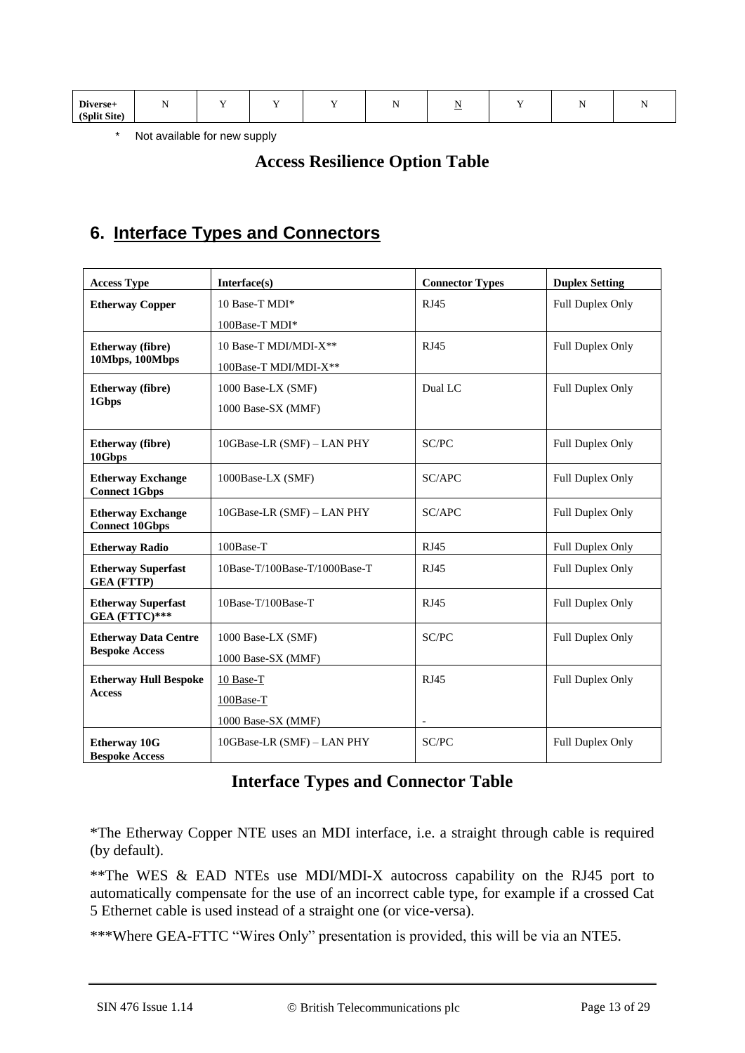| Diverse+ (Split Site) | N | Y | Y | Y | N | N | Y | N | N |
|---|---|---|---|---|---|---|---|---|---|

\* Not available for new supply

**Access Resilience Option Table**

## 6. Interface Types and Connectors

| Access Type | Interface(s) | Connector Types | Duplex Setting |
|---|---|---|---|
| **Etherway Copper** | 10 Base-T MDI*<br>100Base-T MDI* | RJ45 | Full Duplex Only |
| **Etherway (fibre) 10Mbps, 100Mbps** | 10 Base-T MDI/MDI-X**<br>100Base-T MDI/MDI-X** | RJ45 | Full Duplex Only |
| **Etherway (fibre) 1Gbps** | 1000 Base-LX (SMF)<br>1000 Base-SX (MMF) | Dual LC | Full Duplex Only |
| **Etherway (fibre) 10Gbps** | 10GBase-LR (SMF) – LAN PHY | SC/PC | Full Duplex Only |
| **Etherway Exchange Connect 1Gbps** | 1000Base-LX (SMF) | SC/APC | Full Duplex Only |
| **Etherway Exchange Connect 10Gbps** | 10GBase-LR (SMF) – LAN PHY | SC/APC | Full Duplex Only |
| **Etherway Radio** | 100Base-T | RJ45 | Full Duplex Only |
| **Etherway Superfast GEA (FTTP)** | 10Base-T/100Base-T/1000Base-T | RJ45 | Full Duplex Only |
| **Etherway Superfast GEA (FTTC)*** | 10Base-T/100Base-T | RJ45 | Full Duplex Only |
| **Etherway Data Centre Bespoke Access** | 1000 Base-LX (SMF)<br>1000 Base-SX (MMF) | SC/PC | Full Duplex Only |
| **Etherway Hull Bespoke Access** | 10 Base-T<br>100Base-T<br>1000 Base-SX (MMF) | RJ45<br><br>- | Full Duplex Only |
| **Etherway 10G Bespoke Access** | 10GBase-LR (SMF) – LAN PHY | SC/PC | Full Duplex Only |

**Interface Types and Connector Table**

*The Etherway Copper NTE uses an MDI interface, i.e. a straight through cable is required (by default).

**The WES & EAD NTEs use MDI/MDI-X autocross capability on the RJ45 port to automatically compensate for the use of an incorrect cable type, for example if a crossed Cat 5 Ethernet cable is used instead of a straight one (or vice-versa).

***Where GEA-FTTC "Wires Only" presentation is provided, this will be via an NTE5.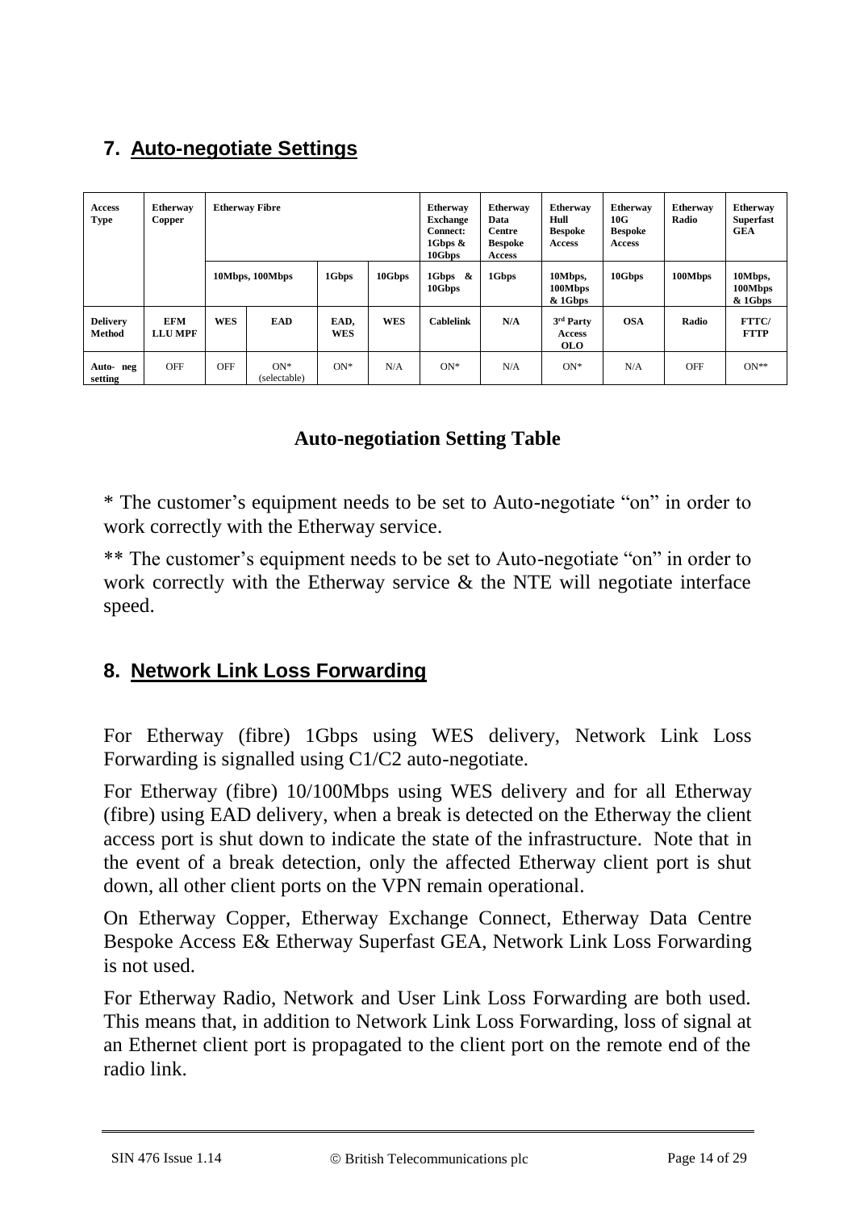## 7. Auto-negotiate Settings

| Access Type | Etherway Copper | Etherway Fibre | | | | Etherway Exchange Connect: 1Gbps & 10Gbps | Etherway Data Centre Bespoke Access | Etherway Hull Bespoke Access | Etherway 10G Bespoke Access | Etherway Radio | Etherway Superfast GEA |
|---|---|---|---|---|---|---|---|---|---|---|---|
| | | 10Mbps, 100Mbps | | 1Gbps | 10Gbps | 1Gbps & 10Gbps | 1Gbps | 10Mbps, 100Mbps & 1Gbps | 10Gbps | 100Mbps | 10Mbps, 100Mbps & 1Gbps |
| **Delivery Method** | **EFM LLU MPF** | **WES** | **EAD** | **EAD, WES** | **WES** | **Cablelink** | **N/A** | **3rd Party Access OLO** | **OSA** | **Radio** | **FTTC/ FTTP** |
| **Auto- neg setting** | OFF | OFF | ON* (selectable) | ON* | N/A | ON* | N/A | ON* | N/A | OFF | ON** |

**Auto-negotiation Setting Table**

* The customer's equipment needs to be set to Auto-negotiate "on" in order to work correctly with the Etherway service.

** The customer's equipment needs to be set to Auto-negotiate "on" in order to work correctly with the Etherway service & the NTE will negotiate interface speed.

## 8. Network Link Loss Forwarding

For Etherway (fibre) 1Gbps using WES delivery, Network Link Loss Forwarding is signalled using C1/C2 auto-negotiate.

For Etherway (fibre) 10/100Mbps using WES delivery and for all Etherway (fibre) using EAD delivery, when a break is detected on the Etherway the client access port is shut down to indicate the state of the infrastructure. Note that in the event of a break detection, only the affected Etherway client port is shut down, all other client ports on the VPN remain operational.

On Etherway Copper, Etherway Exchange Connect, Etherway Data Centre Bespoke Access E& Etherway Superfast GEA, Network Link Loss Forwarding is not used.

For Etherway Radio, Network and User Link Loss Forwarding are both used. This means that, in addition to Network Link Loss Forwarding, loss of signal at an Ethernet client port is propagated to the client port on the remote end of the radio link.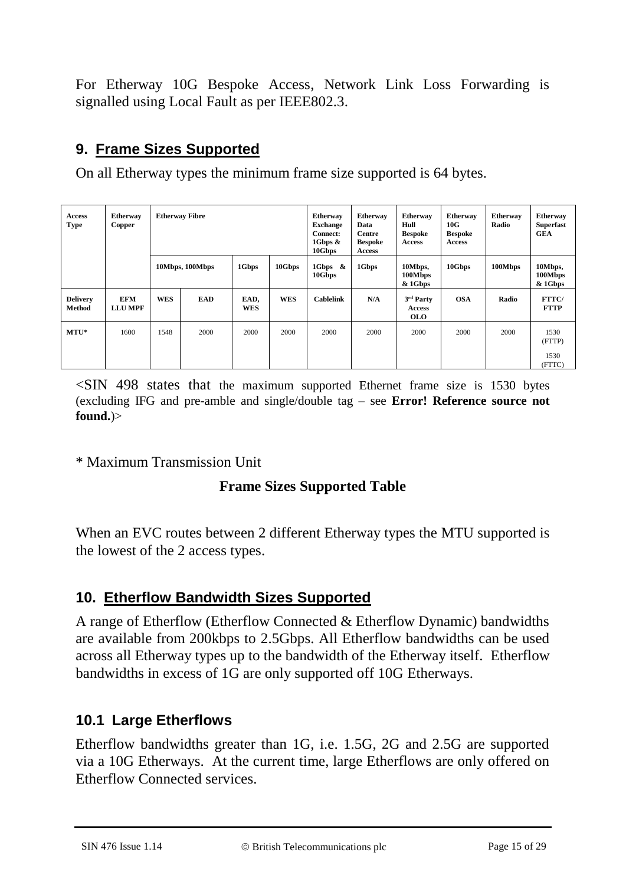For Etherway 10G Bespoke Access, Network Link Loss Forwarding is signalled using Local Fault as per IEEE802.3.

## 9. Frame Sizes Supported

On all Etherway types the minimum frame size supported is 64 bytes.

| Access Type | Etherway Copper | Etherway Fibre | | | | Etherway Exchange Connect: 1Gbps & 10Gbps | Etherway Data Centre Bespoke Access | Etherway Hull Bespoke Access | Etherway 10G Bespoke Access | Etherway Radio | Etherway Superfast GEA |
|---|---|---|---|---|---|---|---|---|---|---|---|
| | | 10Mbps, 100Mbps | | 1Gbps | 10Gbps | 1Gbps & 10Gbps | 1Gbps | 10Mbps, 100Mbps & 1Gbps | 10Gbps | 100Mbps | 10Mbps, 100Mbps & 1Gbps |
| **Delivery Method** | **EFM LLU MPF** | **WES** | **EAD** | **EAD, WES** | **WES** | **Cablelink** | **N/A** | **3rd Party Access OLO** | **OSA** | **Radio** | **FTTC/ FTTP** |
| **MTU*** | 1600 | 1548 | 2000 | 2000 | 2000 | 2000 | 2000 | 2000 | 2000 | 2000 | 1530 (FTTP)<br>1530 (FTTC) |

<SIN 498 states that the maximum supported Ethernet frame size is 1530 bytes (excluding IFG and pre-amble and single/double tag – see **Error! Reference source not found.**)>

\* Maximum Transmission Unit

**Frame Sizes Supported Table**

When an EVC routes between 2 different Etherway types the MTU supported is the lowest of the 2 access types.

## 10. Etherflow Bandwidth Sizes Supported

A range of Etherflow (Etherflow Connected & Etherflow Dynamic) bandwidths are available from 200kbps to 2.5Gbps. All Etherflow bandwidths can be used across all Etherway types up to the bandwidth of the Etherway itself. Etherflow bandwidths in excess of 1G are only supported off 10G Etherways.

### 10.1 Large Etherflows

Etherflow bandwidths greater than 1G, i.e. 1.5G, 2G and 2.5G are supported via a 10G Etherways. At the current time, large Etherflows are only offered on Etherflow Connected services.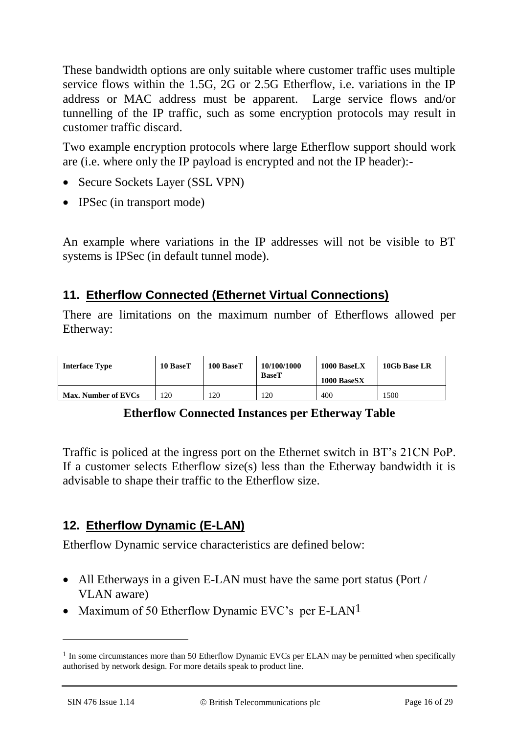These bandwidth options are only suitable where customer traffic uses multiple service flows within the 1.5G, 2G or 2.5G Etherflow, i.e. variations in the IP address or MAC address must be apparent. Large service flows and/or tunnelling of the IP traffic, such as some encryption protocols may result in customer traffic discard.

Two example encryption protocols where large Etherflow support should work are (i.e. where only the IP payload is encrypted and not the IP header):-

- Secure Sockets Layer (SSL VPN)
- IPSec (in transport mode)

An example where variations in the IP addresses will not be visible to BT systems is IPSec (in default tunnel mode).

## 11. Etherflow Connected (Ethernet Virtual Connections)

There are limitations on the maximum number of Etherflows allowed per Etherway:

| Interface Type | 10 BaseT | 100 BaseT | 10/100/1000 BaseT | 1000 BaseLX 1000 BaseSX | 10Gb Base LR |
|---|---|---|---|---|---|
| Max. Number of EVCs | 120 | 120 | 120 | 400 | 1500 |

**Etherflow Connected Instances per Etherway Table**

Traffic is policed at the ingress port on the Ethernet switch in BT's 21CN PoP. If a customer selects Etherflow size(s) less than the Etherway bandwidth it is advisable to shape their traffic to the Etherflow size.

## 12. Etherflow Dynamic (E-LAN)

Etherflow Dynamic service characteristics are defined below:

- All Etherways in a given E-LAN must have the same port status (Port / VLAN aware)
- Maximum of 50 Etherflow Dynamic EVC's per E-LAN[1]

[1] In some circumstances more than 50 Etherflow Dynamic EVCs per ELAN may be permitted when specifically authorised by network design. For more details speak to product line.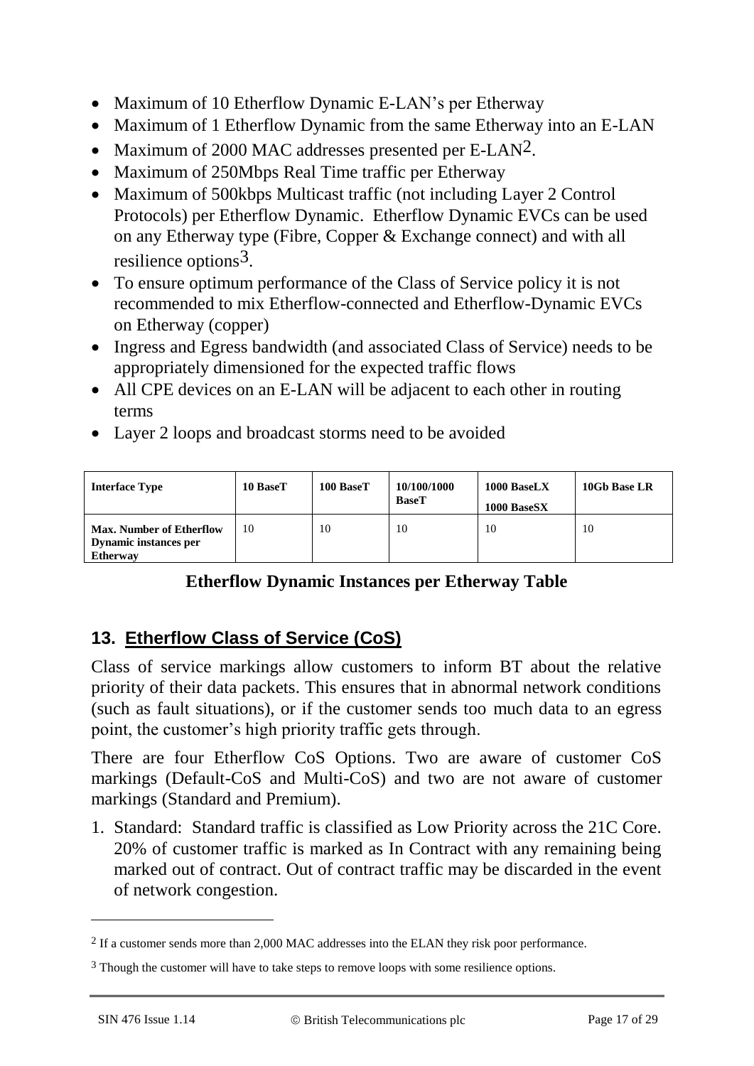- Maximum of 10 Etherflow Dynamic E-LAN's per Etherway
- Maximum of 1 Etherflow Dynamic from the same Etherway into an E-LAN
- Maximum of 2000 MAC addresses presented per E-LAN[2].
- Maximum of 250Mbps Real Time traffic per Etherway
- Maximum of 500kbps Multicast traffic (not including Layer 2 Control Protocols) per Etherflow Dynamic. Etherflow Dynamic EVCs can be used on any Etherway type (Fibre, Copper & Exchange connect) and with all resilience options[3].
- To ensure optimum performance of the Class of Service policy it is not recommended to mix Etherflow-connected and Etherflow-Dynamic EVCs on Etherway (copper)
- Ingress and Egress bandwidth (and associated Class of Service) needs to be appropriately dimensioned for the expected traffic flows
- All CPE devices on an E-LAN will be adjacent to each other in routing terms
- Layer 2 loops and broadcast storms need to be avoided

| **Interface Type** | **10 BaseT** | **100 BaseT** | **10/100/1000 BaseT** | **1000 BaseLX<br>1000 BaseSX** | **10Gb Base LR** |
|---|---|---|---|---|---|
| **Max. Number of Etherflow Dynamic instances per Etherway** | 10 | 10 | 10 | 10 | 10 |

**Etherflow Dynamic Instances per Etherway Table**

## 13. Etherflow Class of Service (CoS)

Class of service markings allow customers to inform BT about the relative priority of their data packets. This ensures that in abnormal network conditions (such as fault situations), or if the customer sends too much data to an egress point, the customer's high priority traffic gets through.

There are four Etherflow CoS Options. Two are aware of customer CoS markings (Default-CoS and Multi-CoS) and two are not aware of customer markings (Standard and Premium).

1. Standard: Standard traffic is classified as Low Priority across the 21C Core. 20% of customer traffic is marked as In Contract with any remaining being marked out of contract. Out of contract traffic may be discarded in the event of network congestion.

---

[2] If a customer sends more than 2,000 MAC addresses into the ELAN they risk poor performance.

[3] Though the customer will have to take steps to remove loops with some resilience options.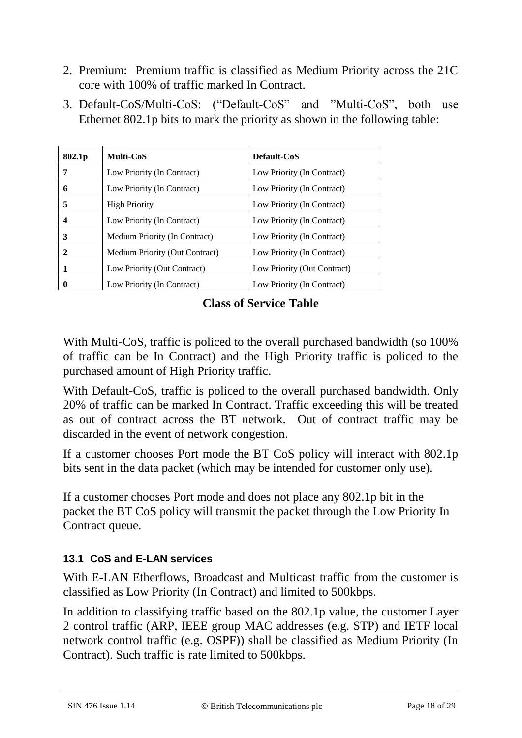2. Premium: Premium traffic is classified as Medium Priority across the 21C core with 100% of traffic marked In Contract.
3. Default-CoS/Multi-CoS: ("Default-CoS" and "Multi-CoS", both use Ethernet 802.1p bits to mark the priority as shown in the following table:

| 802.1p | Multi-CoS | Default-CoS |
|---|---|---|
| 7 | Low Priority (In Contract) | Low Priority (In Contract) |
| 6 | Low Priority (In Contract) | Low Priority (In Contract) |
| 5 | High Priority | Low Priority (In Contract) |
| 4 | Low Priority (In Contract) | Low Priority (In Contract) |
| 3 | Medium Priority (In Contract) | Low Priority (In Contract) |
| 2 | Medium Priority (Out Contract) | Low Priority (In Contract) |
| 1 | Low Priority (Out Contract) | Low Priority (Out Contract) |
| 0 | Low Priority (In Contract) | Low Priority (In Contract) |

**Class of Service Table**

With Multi-CoS, traffic is policed to the overall purchased bandwidth (so 100% of traffic can be In Contract) and the High Priority traffic is policed to the purchased amount of High Priority traffic.

With Default-CoS, traffic is policed to the overall purchased bandwidth. Only 20% of traffic can be marked In Contract. Traffic exceeding this will be treated as out of contract across the BT network. Out of contract traffic may be discarded in the event of network congestion.

If a customer chooses Port mode the BT CoS policy will interact with 802.1p bits sent in the data packet (which may be intended for customer only use).

If a customer chooses Port mode and does not place any 802.1p bit in the packet the BT CoS policy will transmit the packet through the Low Priority In Contract queue.

### 13.1 CoS and E-LAN services

With E-LAN Etherflows, Broadcast and Multicast traffic from the customer is classified as Low Priority (In Contract) and limited to 500kbps.

In addition to classifying traffic based on the 802.1p value, the customer Layer 2 control traffic (ARP, IEEE group MAC addresses (e.g. STP) and IETF local network control traffic (e.g. OSPF)) shall be classified as Medium Priority (In Contract). Such traffic is rate limited to 500kbps.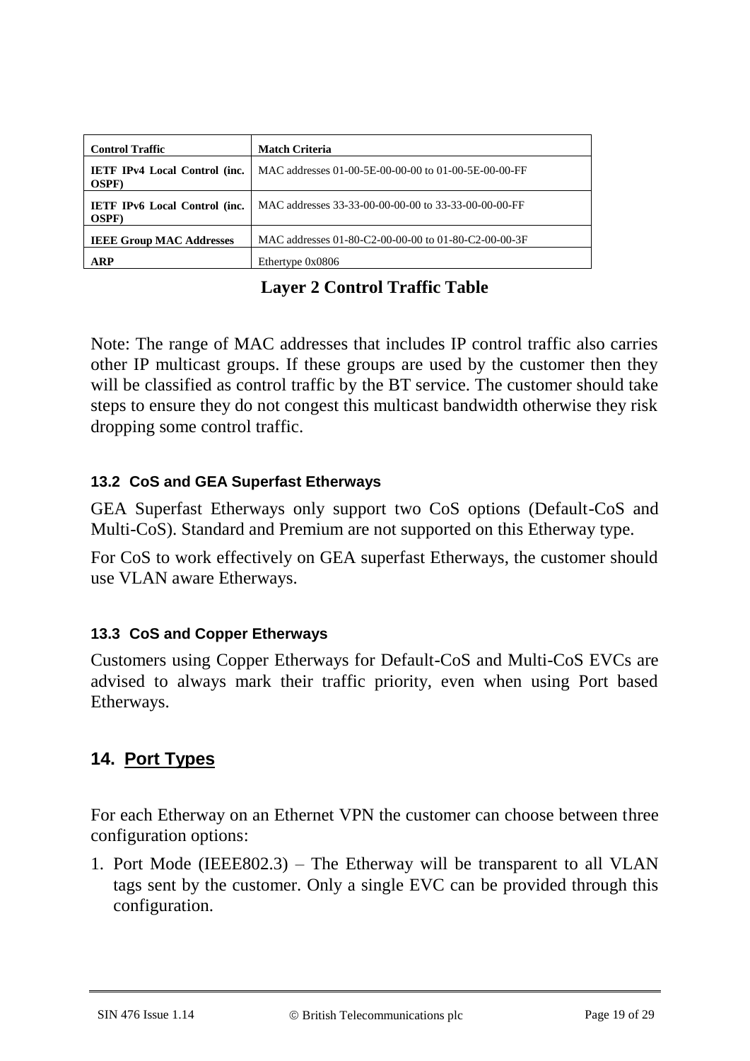| Control Traffic | Match Criteria |
|---|---|
| **IETF IPv4 Local Control (inc. OSPF)** | MAC addresses 01-00-5E-00-00-00 to 01-00-5E-00-00-FF |
| **IETF IPv6 Local Control (inc. OSPF)** | MAC addresses 33-33-00-00-00-00 to 33-33-00-00-00-FF |
| **IEEE Group MAC Addresses** | MAC addresses 01-80-C2-00-00-00 to 01-80-C2-00-00-3F |
| **ARP** | Ethertype 0x0806 |

**Layer 2 Control Traffic Table**

Note: The range of MAC addresses that includes IP control traffic also carries other IP multicast groups. If these groups are used by the customer then they will be classified as control traffic by the BT service. The customer should take steps to ensure they do not congest this multicast bandwidth otherwise they risk dropping some control traffic.

### 13.2 CoS and GEA Superfast Etherways

GEA Superfast Etherways only support two CoS options (Default-CoS and Multi-CoS). Standard and Premium are not supported on this Etherway type.

For CoS to work effectively on GEA superfast Etherways, the customer should use VLAN aware Etherways.

### 13.3 CoS and Copper Etherways

Customers using Copper Etherways for Default-CoS and Multi-CoS EVCs are advised to always mark their traffic priority, even when using Port based Etherways.

## 14. Port Types

For each Etherway on an Ethernet VPN the customer can choose between three configuration options:

1. Port Mode (IEEE802.3) – The Etherway will be transparent to all VLAN tags sent by the customer. Only a single EVC can be provided through this configuration.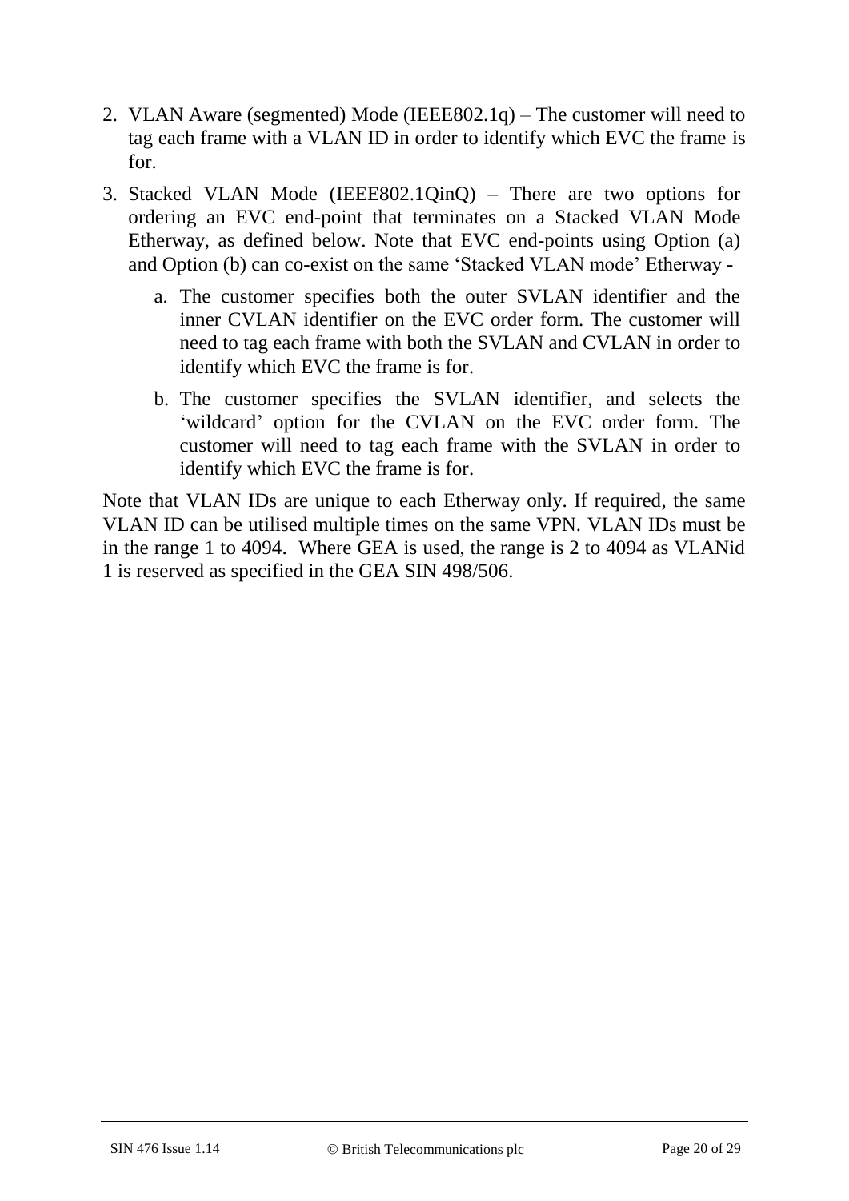2. VLAN Aware (segmented) Mode (IEEE802.1q) – The customer will need to tag each frame with a VLAN ID in order to identify which EVC the frame is for.
3. Stacked VLAN Mode (IEEE802.1QinQ) – There are two options for ordering an EVC end-point that terminates on a Stacked VLAN Mode Etherway, as defined below. Note that EVC end-points using Option (a) and Option (b) can co-exist on the same 'Stacked VLAN mode' Etherway -
   a. The customer specifies both the outer SVLAN identifier and the inner CVLAN identifier on the EVC order form. The customer will need to tag each frame with both the SVLAN and CVLAN in order to identify which EVC the frame is for.
   b. The customer specifies the SVLAN identifier, and selects the 'wildcard' option for the CVLAN on the EVC order form. The customer will need to tag each frame with the SVLAN in order to identify which EVC the frame is for.

Note that VLAN IDs are unique to each Etherway only. If required, the same VLAN ID can be utilised multiple times on the same VPN. VLAN IDs must be in the range 1 to 4094. Where GEA is used, the range is 2 to 4094 as VLANid 1 is reserved as specified in the GEA SIN 498/506.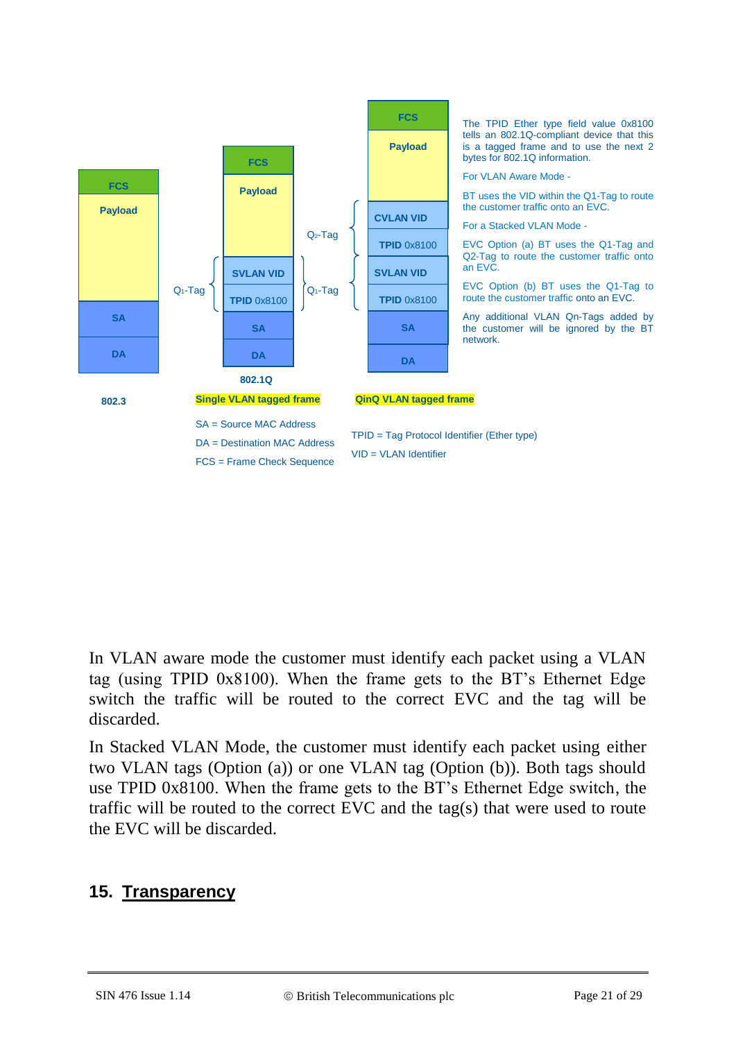| FCS |
|---|
| Payload |
| SA |
| DA |

**802.3**

| | FCS |
|---|---|
| | Payload |
| $Q_1$-Tag | SVLAN VID |
| | TPID 0x8100 |
| | SA |
| | DA |

**802.1Q**

**Single VLAN tagged frame**

| | FCS |
|---|---|
| | Payload |
| $Q_2$-Tag | CVLAN VID |
| | TPID 0x8100 |
| $Q_1$-Tag | SVLAN VID |
| | TPID 0x8100 |
| | SA |
| | DA |

**QinQ VLAN tagged frame**

The TPID Ether type field value 0x8100 tells an 802.1Q-compliant device that this is a tagged frame and to use the next 2 bytes for 802.1Q information.

For VLAN Aware Mode -

BT uses the VID within the Q1-Tag to route the customer traffic onto an EVC.

For a Stacked VLAN Mode -

EVC Option (a) BT uses the Q1-Tag and Q2-Tag to route the customer traffic onto an EVC.

EVC Option (b) BT uses the Q1-Tag to route the customer traffic onto an EVC.

Any additional VLAN Qn-Tags added by the customer will be ignored by the BT network.

SA = Source MAC Address

DA = Destination MAC Address

FCS = Frame Check Sequence

TPID = Tag Protocol Identifier (Ether type)

VID = VLAN Identifier

In VLAN aware mode the customer must identify each packet using a VLAN tag (using TPID 0x8100). When the frame gets to the BT's Ethernet Edge switch the traffic will be routed to the correct EVC and the tag will be discarded.

In Stacked VLAN Mode, the customer must identify each packet using either two VLAN tags (Option (a)) or one VLAN tag (Option (b)). Both tags should use TPID 0x8100. When the frame gets to the BT's Ethernet Edge switch, the traffic will be routed to the correct EVC and the tag(s) that were used to route the EVC will be discarded.

## 15. Transparency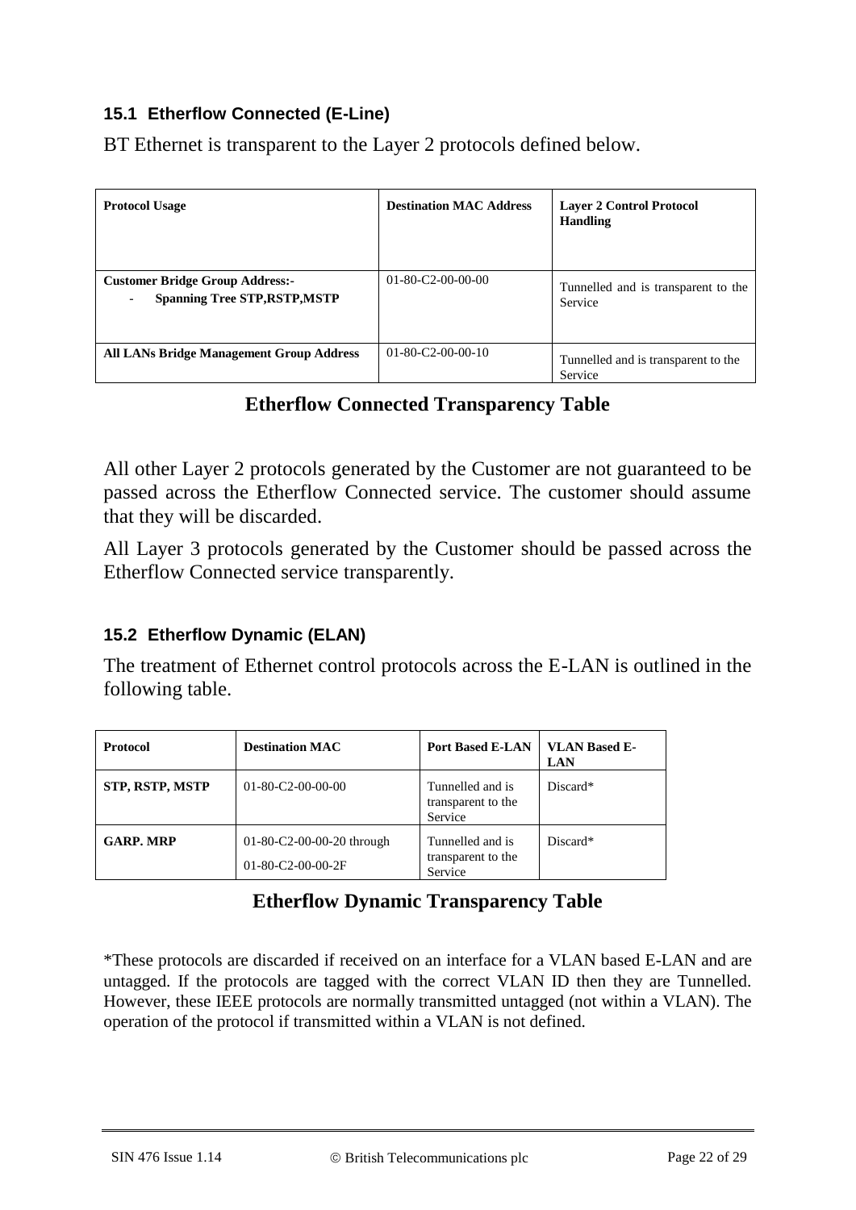### 15.1 Etherflow Connected (E-Line)

BT Ethernet is transparent to the Layer 2 protocols defined below.

| Protocol Usage | Destination MAC Address | Layer 2 Control Protocol Handling |
|---|---|---|
| **Customer Bridge Group Address:-**<br>- **Spanning Tree STP,RSTP,MSTP** | 01-80-C2-00-00-00 | Tunnelled and is transparent to the Service |
| **All LANs Bridge Management Group Address** | 01-80-C2-00-00-10 | Tunnelled and is transparent to the Service |

**Etherflow Connected Transparency Table**

All other Layer 2 protocols generated by the Customer are not guaranteed to be passed across the Etherflow Connected service. The customer should assume that they will be discarded.

All Layer 3 protocols generated by the Customer should be passed across the Etherflow Connected service transparently.

### 15.2 Etherflow Dynamic (ELAN)

The treatment of Ethernet control protocols across the E-LAN is outlined in the following table.

| Protocol | Destination MAC | Port Based E-LAN | VLAN Based E-LAN |
|---|---|---|---|
| **STP, RSTP, MSTP** | 01-80-C2-00-00-00 | Tunnelled and is transparent to the Service | Discard* |
| **GARP. MRP** | 01-80-C2-00-00-20 through<br>01-80-C2-00-00-2F | Tunnelled and is transparent to the Service | Discard* |

**Etherflow Dynamic Transparency Table**

*These protocols are discarded if received on an interface for a VLAN based E-LAN and are untagged. If the protocols are tagged with the correct VLAN ID then they are Tunnelled. However, these IEEE protocols are normally transmitted untagged (not within a VLAN). The operation of the protocol if transmitted within a VLAN is not defined.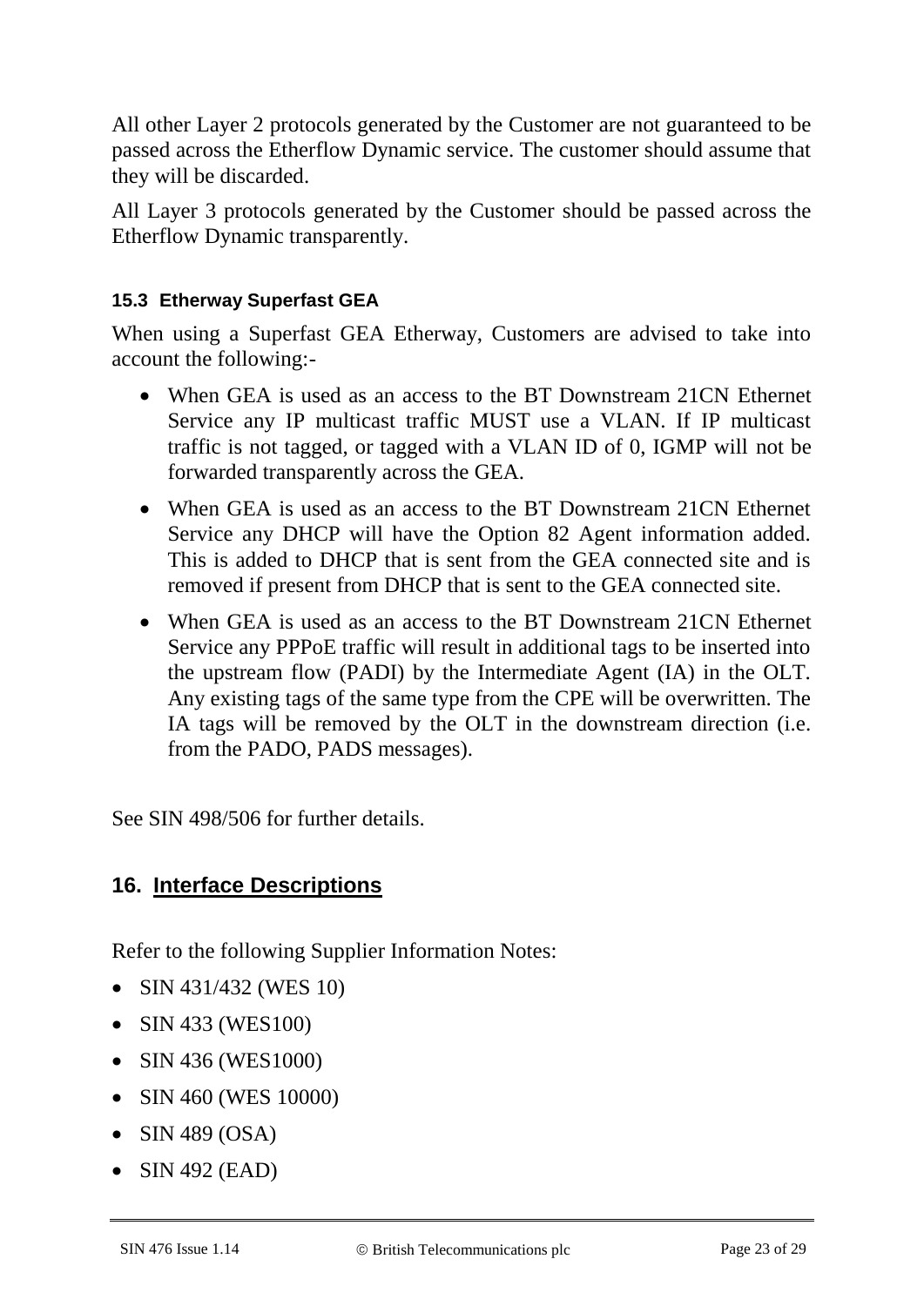All other Layer 2 protocols generated by the Customer are not guaranteed to be passed across the Etherflow Dynamic service. The customer should assume that they will be discarded.

All Layer 3 protocols generated by the Customer should be passed across the Etherflow Dynamic transparently.

### 15.3 Etherway Superfast GEA

When using a Superfast GEA Etherway, Customers are advised to take into account the following:-

- When GEA is used as an access to the BT Downstream 21CN Ethernet Service any IP multicast traffic MUST use a VLAN. If IP multicast traffic is not tagged, or tagged with a VLAN ID of 0, IGMP will not be forwarded transparently across the GEA.
- When GEA is used as an access to the BT Downstream 21CN Ethernet Service any DHCP will have the Option 82 Agent information added. This is added to DHCP that is sent from the GEA connected site and is removed if present from DHCP that is sent to the GEA connected site.
- When GEA is used as an access to the BT Downstream 21CN Ethernet Service any PPPoE traffic will result in additional tags to be inserted into the upstream flow (PADI) by the Intermediate Agent (IA) in the OLT. Any existing tags of the same type from the CPE will be overwritten. The IA tags will be removed by the OLT in the downstream direction (i.e. from the PADO, PADS messages).

See SIN 498/506 for further details.

## 16. Interface Descriptions

Refer to the following Supplier Information Notes:

- SIN 431/432 (WES 10)
- SIN 433 (WES100)
- SIN 436 (WES1000)
- SIN 460 (WES 10000)
- SIN 489 (OSA)
- SIN 492 (EAD)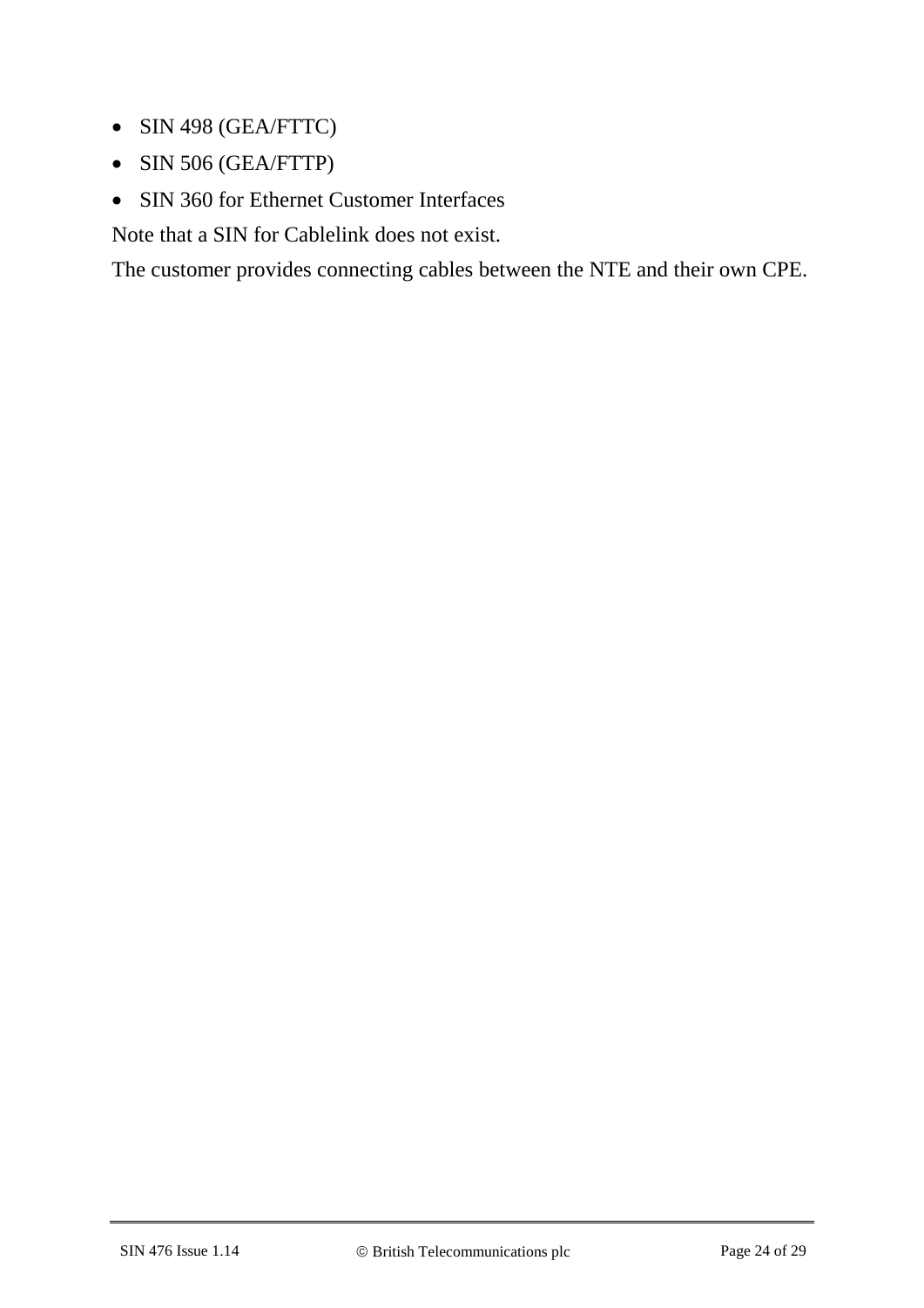- SIN 498 (GEA/FTTC)
- SIN 506 (GEA/FTTP)
- SIN 360 for Ethernet Customer Interfaces

Note that a SIN for Cablelink does not exist.

The customer provides connecting cables between the NTE and their own CPE.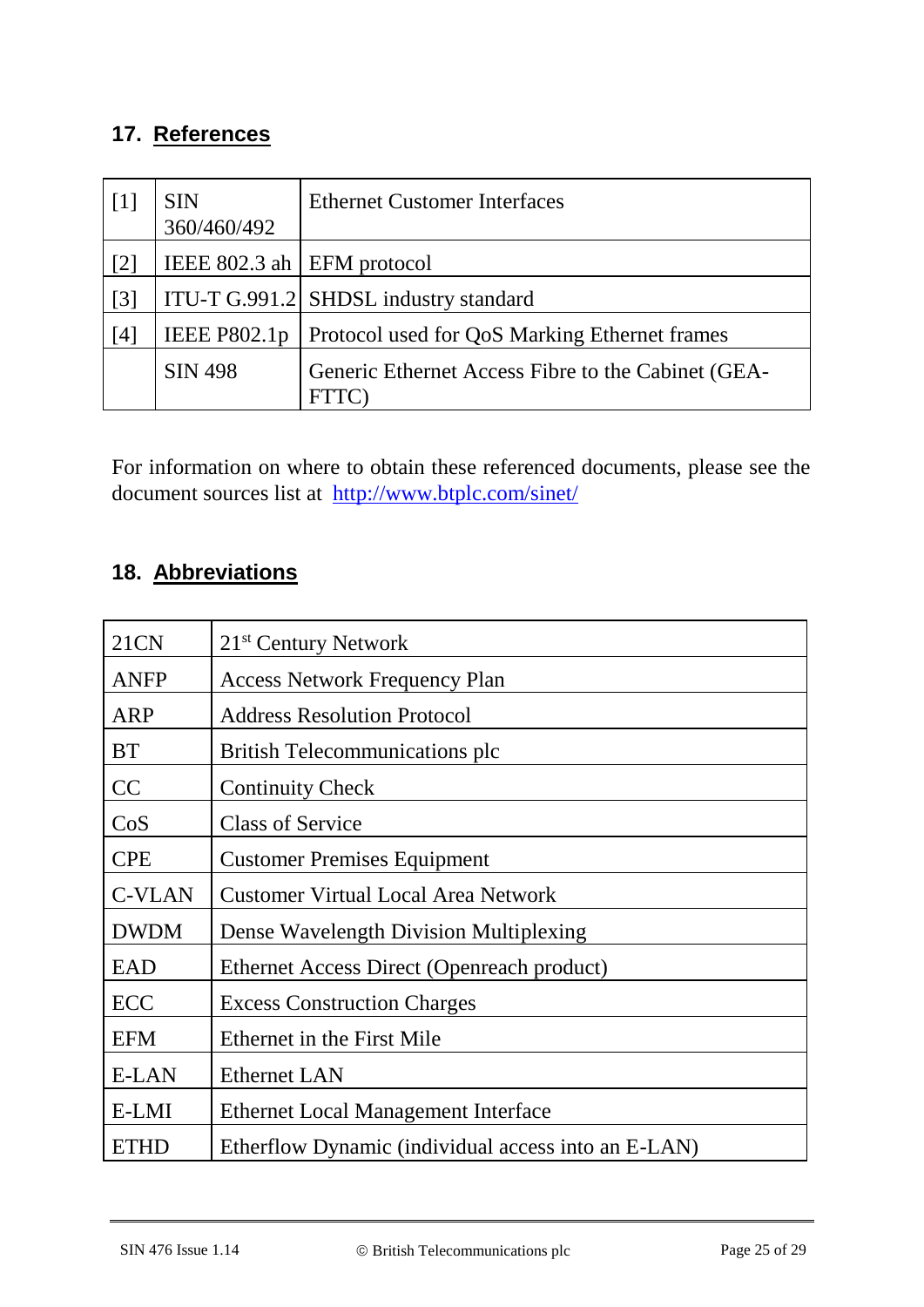## 17. References

| | | |
|---|---|---|
| [1] | SIN 360/460/492 | Ethernet Customer Interfaces |
| [2] | IEEE 802.3 ah | EFM protocol |
| [3] | ITU-T G.991.2 | SHDSL industry standard |
| [4] | IEEE P802.1p | Protocol used for QoS Marking Ethernet frames |
| | SIN 498 | Generic Ethernet Access Fibre to the Cabinet (GEA-FTTC) |

For information on where to obtain these referenced documents, please see the document sources list at http://www.btplc.com/sinet/

## 18. Abbreviations

| | |
|---|---|
| 21CN | 21st Century Network |
| ANFP | Access Network Frequency Plan |
| ARP | Address Resolution Protocol |
| BT | British Telecommunications plc |
| CC | Continuity Check |
| CoS | Class of Service |
| CPE | Customer Premises Equipment |
| C-VLAN | Customer Virtual Local Area Network |
| DWDM | Dense Wavelength Division Multiplexing |
| EAD | Ethernet Access Direct (Openreach product) |
| ECC | Excess Construction Charges |
| EFM | Ethernet in the First Mile |
| E-LAN | Ethernet LAN |
| E-LMI | Ethernet Local Management Interface |
| ETHD | Etherflow Dynamic (individual access into an E-LAN) |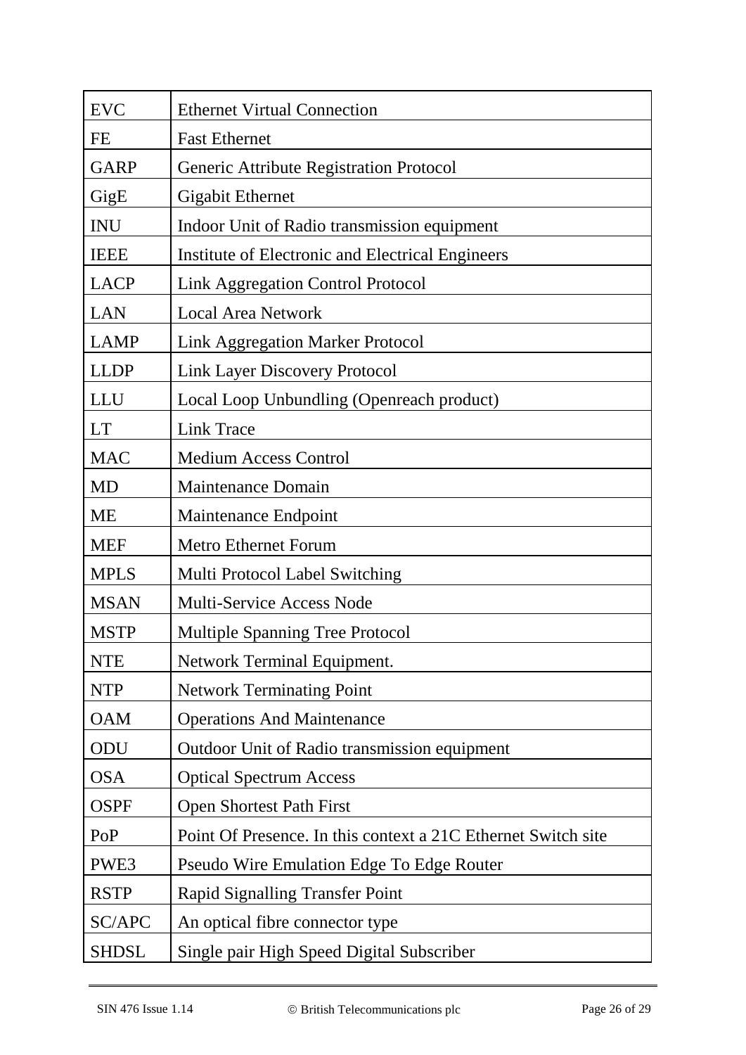| | |
|---|---|
| EVC | Ethernet Virtual Connection |
| FE | Fast Ethernet |
| GARP | Generic Attribute Registration Protocol |
| GigE | Gigabit Ethernet |
| INU | Indoor Unit of Radio transmission equipment |
| IEEE | Institute of Electronic and Electrical Engineers |
| LACP | Link Aggregation Control Protocol |
| LAN | Local Area Network |
| LAMP | Link Aggregation Marker Protocol |
| LLDP | Link Layer Discovery Protocol |
| LLU | Local Loop Unbundling (Openreach product) |
| LT | Link Trace |
| MAC | Medium Access Control |
| MD | Maintenance Domain |
| ME | Maintenance Endpoint |
| MEF | Metro Ethernet Forum |
| MPLS | Multi Protocol Label Switching |
| MSAN | Multi-Service Access Node |
| MSTP | Multiple Spanning Tree Protocol |
| NTE | Network Terminal Equipment. |
| NTP | Network Terminating Point |
| OAM | Operations And Maintenance |
| ODU | Outdoor Unit of Radio transmission equipment |
| OSA | Optical Spectrum Access |
| OSPF | Open Shortest Path First |
| PoP | Point Of Presence. In this context a 21C Ethernet Switch site |
| PWE3 | Pseudo Wire Emulation Edge To Edge Router |
| RSTP | Rapid Signalling Transfer Point |
| SC/APC | An optical fibre connector type |
| SHDSL | Single pair High Speed Digital Subscriber |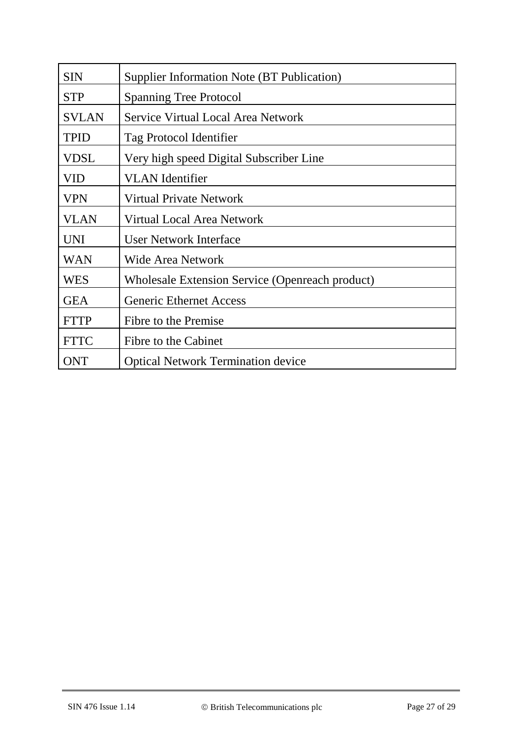| SIN | Supplier Information Note (BT Publication) |
|---|---|
| STP | Spanning Tree Protocol |
| SVLAN | Service Virtual Local Area Network |
| TPID | Tag Protocol Identifier |
| VDSL | Very high speed Digital Subscriber Line |
| VID | VLAN Identifier |
| VPN | Virtual Private Network |
| VLAN | Virtual Local Area Network |
| UNI | User Network Interface |
| WAN | Wide Area Network |
| WES | Wholesale Extension Service (Openreach product) |
| GEA | Generic Ethernet Access |
| FTTP | Fibre to the Premise |
| FTTC | Fibre to the Cabinet |
| ONT | Optical Network Termination device |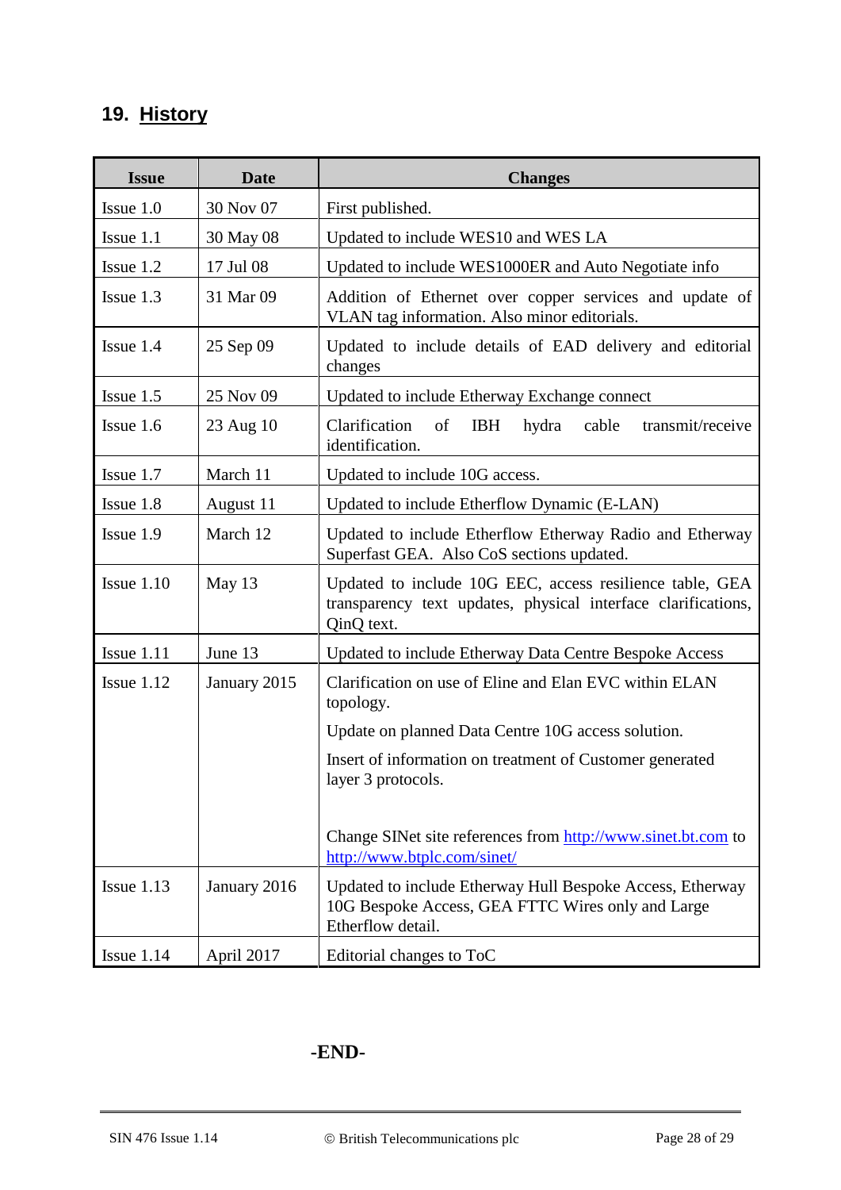## 19. History

| Issue | Date | Changes |
|---|---|---|
| Issue 1.0 | 30 Nov 07 | First published. |
| Issue 1.1 | 30 May 08 | Updated to include WES10 and WES LA |
| Issue 1.2 | 17 Jul 08 | Updated to include WES1000ER and Auto Negotiate info |
| Issue 1.3 | 31 Mar 09 | Addition of Ethernet over copper services and update of VLAN tag information. Also minor editorials. |
| Issue 1.4 | 25 Sep 09 | Updated to include details of EAD delivery and editorial changes |
| Issue 1.5 | 25 Nov 09 | Updated to include Etherway Exchange connect |
| Issue 1.6 | 23 Aug 10 | Clarification of IBH hydra cable transmit/receive identification. |
| Issue 1.7 | March 11 | Updated to include 10G access. |
| Issue 1.8 | August 11 | Updated to include Etherflow Dynamic (E-LAN) |
| Issue 1.9 | March 12 | Updated to include Etherflow Etherway Radio and Etherway Superfast GEA. Also CoS sections updated. |
| Issue 1.10 | May 13 | Updated to include 10G EEC, access resilience table, GEA transparency text updates, physical interface clarifications, QinQ text. |
| Issue 1.11 | June 13 | Updated to include Etherway Data Centre Bespoke Access |
| Issue 1.12 | January 2015 | Clarification on use of Eline and Elan EVC within ELAN topology.<br><br>Update on planned Data Centre 10G access solution.<br><br>Insert of information on treatment of Customer generated layer 3 protocols.<br><br>Change SINet site references from http://www.sinet.bt.com to http://www.btplc.com/sinet/ |
| Issue 1.13 | January 2016 | Updated to include Etherway Hull Bespoke Access, Etherway 10G Bespoke Access, GEA FTTC Wires only and Large Etherflow detail. |
| Issue 1.14 | April 2017 | Editorial changes to ToC |

**-END-**